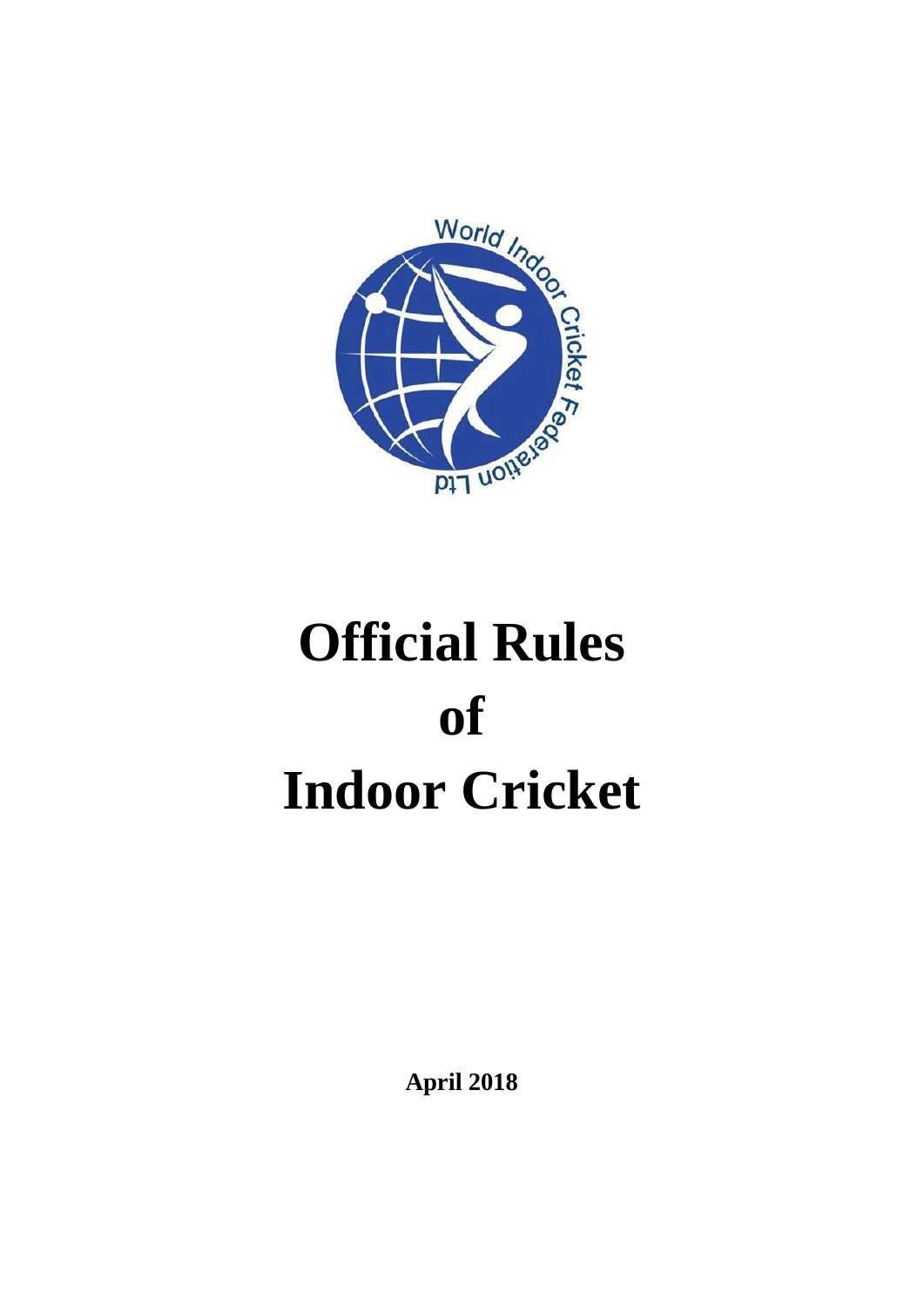# Official Rules of Indoor Cricket

**April 2018**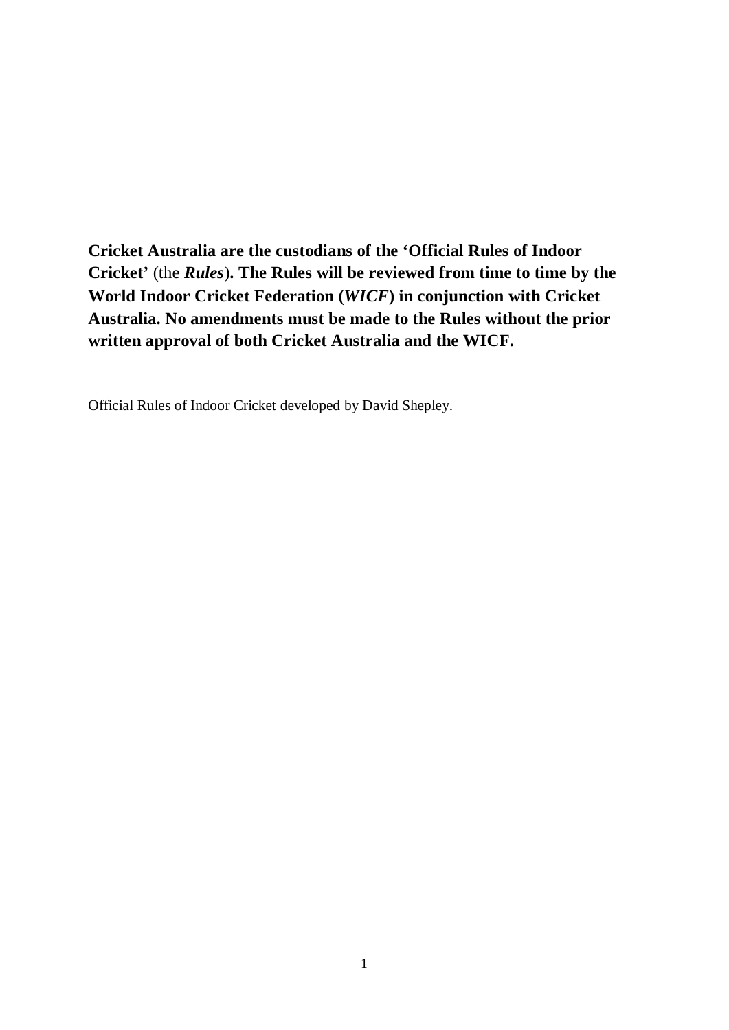**Cricket Australia are the custodians of the 'Official Rules of Indoor Cricket'** (the ***Rules***)**. The Rules will be reviewed from time to time by the World Indoor Cricket Federation (*WICF*) in conjunction with Cricket Australia. No amendments must be made to the Rules without the prior written approval of both Cricket Australia and the WICF.**

Official Rules of Indoor Cricket developed by David Shepley.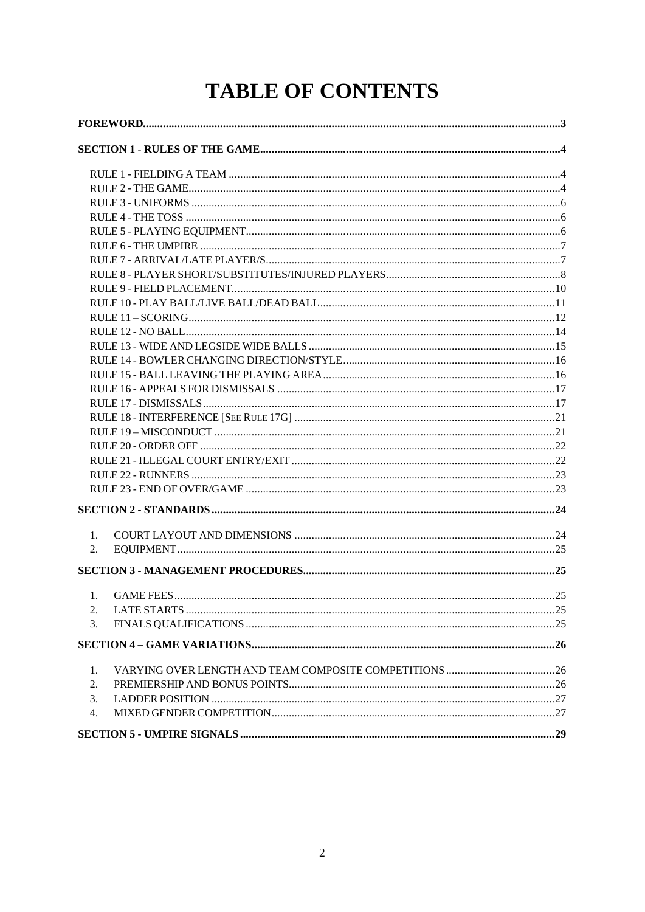# TABLE OF CONTENTS

**FOREWORD** ....... **3**

**SECTION 1 - RULES OF THE GAME** ....... **4**

- RULE 1 - FIELDING A TEAM ....... 4
- RULE 2 - THE GAME ....... 4
- RULE 3 - UNIFORMS ....... 6
- RULE 4 - THE TOSS ....... 6
- RULE 5 - PLAYING EQUIPMENT ....... 6
- RULE 6 - THE UMPIRE ....... 7
- RULE 7 - ARRIVAL/LATE PLAYER/S ....... 7
- RULE 8 - PLAYER SHORT/SUBSTITUTES/INJURED PLAYERS ....... 8
- RULE 9 - FIELD PLACEMENT ....... 10
- RULE 10 - PLAY BALL/LIVE BALL/DEAD BALL ....... 11
- RULE 11 – SCORING ....... 12
- RULE 12 - NO BALL ....... 14
- RULE 13 - WIDE AND LEGSIDE WIDE BALLS ....... 15
- RULE 14 - BOWLER CHANGING DIRECTION/STYLE ....... 16
- RULE 15 - BALL LEAVING THE PLAYING AREA ....... 16
- RULE 16 - APPEALS FOR DISMISSALS ....... 17
- RULE 17 - DISMISSALS ....... 17
- RULE 18 - INTERFERENCE [SEE RULE 17G] ....... 21
- RULE 19 – MISCONDUCT ....... 21
- RULE 20 - ORDER OFF ....... 22
- RULE 21 - ILLEGAL COURT ENTRY/EXIT ....... 22
- RULE 22 - RUNNERS ....... 23
- RULE 23 - END OF OVER/GAME ....... 23

**SECTION 2 - STANDARDS** ....... **24**

1. COURT LAYOUT AND DIMENSIONS ....... 24
2. EQUIPMENT ....... 25

**SECTION 3 - MANAGEMENT PROCEDURES** ....... **25**

1. GAME FEES ....... 25
2. LATE STARTS ....... 25
3. FINALS QUALIFICATIONS ....... 25

**SECTION 4 – GAME VARIATIONS** ....... **26**

1. VARYING OVER LENGTH AND TEAM COMPOSITE COMPETITIONS ....... 26
2. PREMIERSHIP AND BONUS POINTS ....... 26
3. LADDER POSITION ....... 27
4. MIXED GENDER COMPETITION ....... 27

**SECTION 5 - UMPIRE SIGNALS** ....... **29**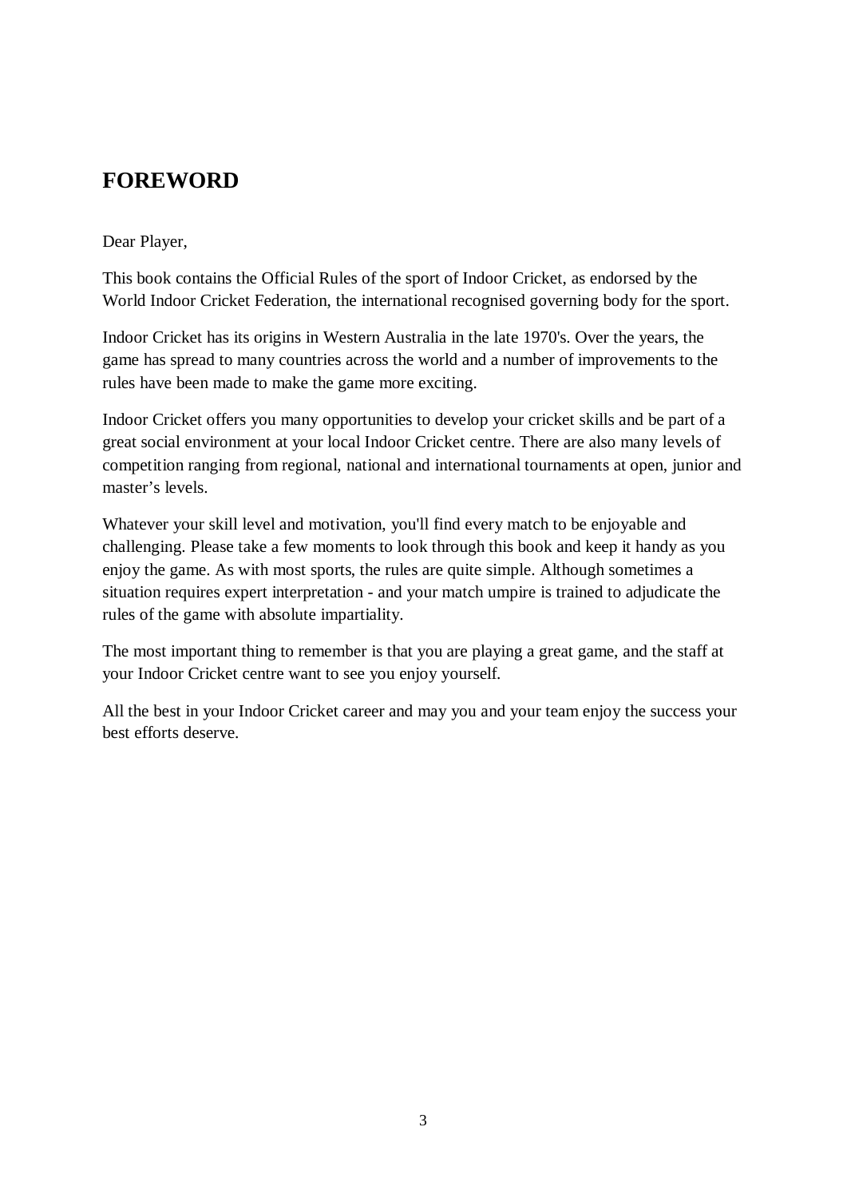## FOREWORD

Dear Player,

This book contains the Official Rules of the sport of Indoor Cricket, as endorsed by the World Indoor Cricket Federation, the international recognised governing body for the sport.

Indoor Cricket has its origins in Western Australia in the late 1970's. Over the years, the game has spread to many countries across the world and a number of improvements to the rules have been made to make the game more exciting.

Indoor Cricket offers you many opportunities to develop your cricket skills and be part of a great social environment at your local Indoor Cricket centre. There are also many levels of competition ranging from regional, national and international tournaments at open, junior and master's levels.

Whatever your skill level and motivation, you'll find every match to be enjoyable and challenging. Please take a few moments to look through this book and keep it handy as you enjoy the game. As with most sports, the rules are quite simple. Although sometimes a situation requires expert interpretation - and your match umpire is trained to adjudicate the rules of the game with absolute impartiality.

The most important thing to remember is that you are playing a great game, and the staff at your Indoor Cricket centre want to see you enjoy yourself.

All the best in your Indoor Cricket career and may you and your team enjoy the success your best efforts deserve.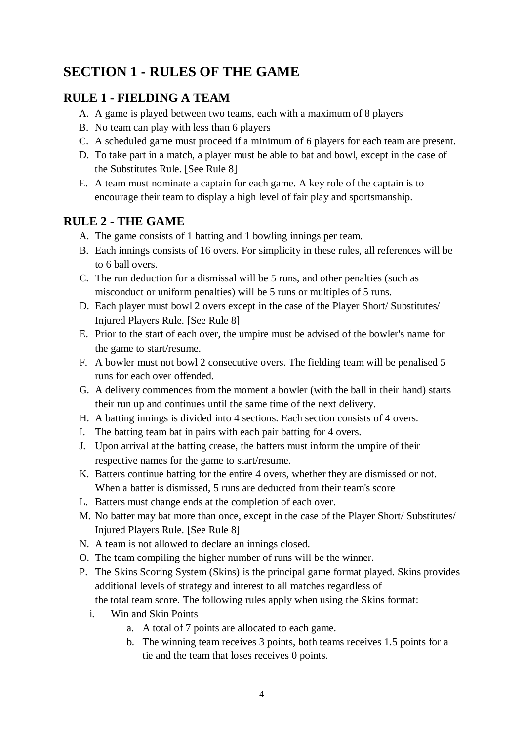# SECTION 1 - RULES OF THE GAME

## RULE 1 - FIELDING A TEAM

A. A game is played between two teams, each with a maximum of 8 players
B. No team can play with less than 6 players
C. A scheduled game must proceed if a minimum of 6 players for each team are present.
D. To take part in a match, a player must be able to bat and bowl, except in the case of the Substitutes Rule. [See Rule 8]
E. A team must nominate a captain for each game. A key role of the captain is to encourage their team to display a high level of fair play and sportsmanship.

## RULE 2 - THE GAME

A. The game consists of 1 batting and 1 bowling innings per team.
B. Each innings consists of 16 overs. For simplicity in these rules, all references will be to 6 ball overs.
C. The run deduction for a dismissal will be 5 runs, and other penalties (such as misconduct or uniform penalties) will be 5 runs or multiples of 5 runs.
D. Each player must bowl 2 overs except in the case of the Player Short/ Substitutes/ Injured Players Rule. [See Rule 8]
E. Prior to the start of each over, the umpire must be advised of the bowler's name for the game to start/resume.
F. A bowler must not bowl 2 consecutive overs. The fielding team will be penalised 5 runs for each over offended.
G. A delivery commences from the moment a bowler (with the ball in their hand) starts their run up and continues until the same time of the next delivery.
H. A batting innings is divided into 4 sections. Each section consists of 4 overs.
I. The batting team bat in pairs with each pair batting for 4 overs.
J. Upon arrival at the batting crease, the batters must inform the umpire of their respective names for the game to start/resume.
K. Batters continue batting for the entire 4 overs, whether they are dismissed or not. When a batter is dismissed, 5 runs are deducted from their team's score
L. Batters must change ends at the completion of each over.
M. No batter may bat more than once, except in the case of the Player Short/ Substitutes/ Injured Players Rule. [See Rule 8]
N. A team is not allowed to declare an innings closed.
O. The team compiling the higher number of runs will be the winner.
P. The Skins Scoring System (Skins) is the principal game format played. Skins provides additional levels of strategy and interest to all matches regardless of the total team score. The following rules apply when using the Skins format:
   i. Win and Skin Points
      a. A total of 7 points are allocated to each game.
      b. The winning team receives 3 points, both teams receives 1.5 points for a tie and the team that loses receives 0 points.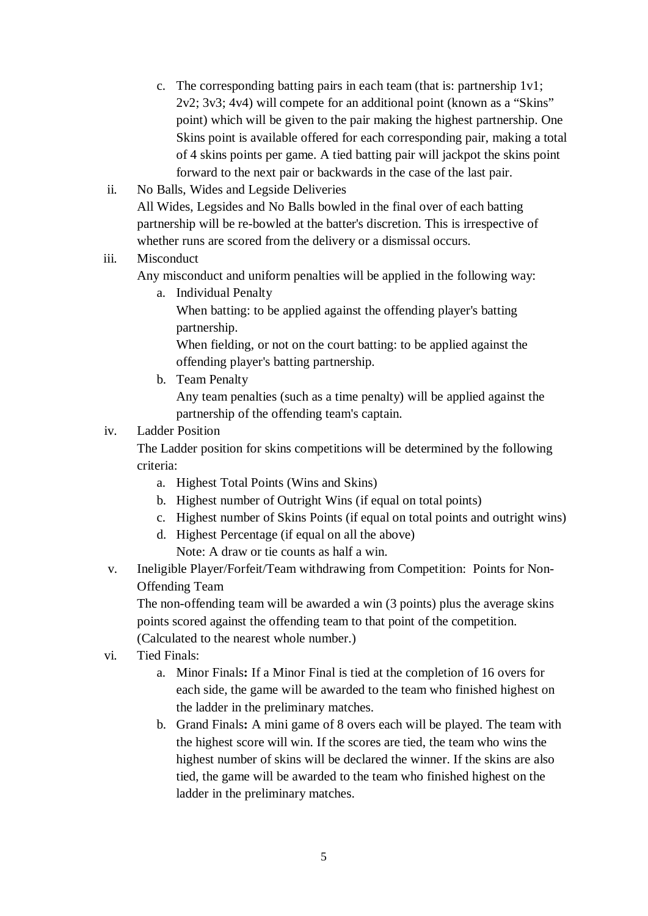c. The corresponding batting pairs in each team (that is: partnership 1v1; 2v2; 3v3; 4v4) will compete for an additional point (known as a "Skins" point) which will be given to the pair making the highest partnership. One Skins point is available offered for each corresponding pair, making a total of 4 skins points per game. A tied batting pair will jackpot the skins point forward to the next pair or backwards in the case of the last pair.

ii. No Balls, Wides and Legside Deliveries

All Wides, Legsides and No Balls bowled in the final over of each batting partnership will be re-bowled at the batter's discretion. This is irrespective of whether runs are scored from the delivery or a dismissal occurs.

iii. Misconduct

Any misconduct and uniform penalties will be applied in the following way:

a. Individual Penalty

When batting: to be applied against the offending player's batting partnership.

When fielding, or not on the court batting: to be applied against the offending player's batting partnership.

b. Team Penalty

Any team penalties (such as a time penalty) will be applied against the partnership of the offending team's captain.

iv. Ladder Position

The Ladder position for skins competitions will be determined by the following criteria:

a. Highest Total Points (Wins and Skins)
b. Highest number of Outright Wins (if equal on total points)
c. Highest number of Skins Points (if equal on total points and outright wins)
d. Highest Percentage (if equal on all the above)

Note: A draw or tie counts as half a win.

v. Ineligible Player/Forfeit/Team withdrawing from Competition: Points for Non-Offending Team

The non-offending team will be awarded a win (3 points) plus the average skins points scored against the offending team to that point of the competition. (Calculated to the nearest whole number.)

vi. Tied Finals:

a. Minor Finals**:** If a Minor Final is tied at the completion of 16 overs for each side, the game will be awarded to the team who finished highest on the ladder in the preliminary matches.

b. Grand Finals**:** A mini game of 8 overs each will be played. The team with the highest score will win. If the scores are tied, the team who wins the highest number of skins will be declared the winner. If the skins are also tied, the game will be awarded to the team who finished highest on the ladder in the preliminary matches.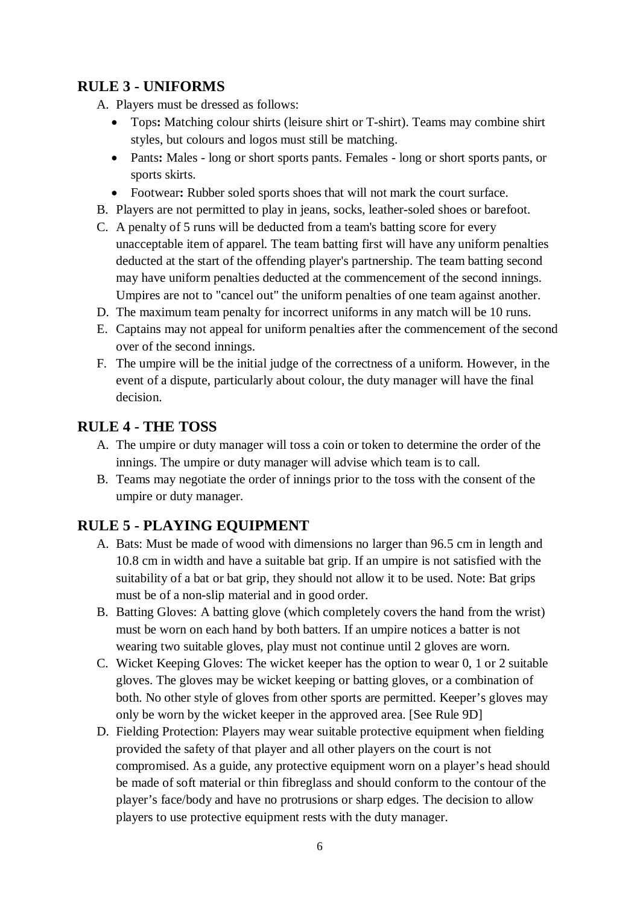## RULE 3 - UNIFORMS

A. Players must be dressed as follows:
   - Tops**:** Matching colour shirts (leisure shirt or T-shirt). Teams may combine shirt styles, but colours and logos must still be matching.
   - Pants**:** Males - long or short sports pants. Females - long or short sports pants, or sports skirts.
   - Footwear**:** Rubber soled sports shoes that will not mark the court surface.

B. Players are not permitted to play in jeans, socks, leather-soled shoes or barefoot.

C. A penalty of 5 runs will be deducted from a team's batting score for every unacceptable item of apparel. The team batting first will have any uniform penalties deducted at the start of the offending player's partnership. The team batting second may have uniform penalties deducted at the commencement of the second innings. Umpires are not to "cancel out" the uniform penalties of one team against another.

D. The maximum team penalty for incorrect uniforms in any match will be 10 runs.

E. Captains may not appeal for uniform penalties after the commencement of the second over of the second innings.

F. The umpire will be the initial judge of the correctness of a uniform. However, in the event of a dispute, particularly about colour, the duty manager will have the final decision.

## RULE 4 - THE TOSS

A. The umpire or duty manager will toss a coin or token to determine the order of the innings. The umpire or duty manager will advise which team is to call.

B. Teams may negotiate the order of innings prior to the toss with the consent of the umpire or duty manager.

## RULE 5 - PLAYING EQUIPMENT

A. Bats: Must be made of wood with dimensions no larger than 96.5 cm in length and 10.8 cm in width and have a suitable bat grip. If an umpire is not satisfied with the suitability of a bat or bat grip, they should not allow it to be used. Note: Bat grips must be of a non-slip material and in good order.

B. Batting Gloves: A batting glove (which completely covers the hand from the wrist) must be worn on each hand by both batters. If an umpire notices a batter is not wearing two suitable gloves, play must not continue until 2 gloves are worn.

C. Wicket Keeping Gloves: The wicket keeper has the option to wear 0, 1 or 2 suitable gloves. The gloves may be wicket keeping or batting gloves, or a combination of both. No other style of gloves from other sports are permitted. Keeper's gloves may only be worn by the wicket keeper in the approved area. [See Rule 9D]

D. Fielding Protection: Players may wear suitable protective equipment when fielding provided the safety of that player and all other players on the court is not compromised. As a guide, any protective equipment worn on a player's head should be made of soft material or thin fibreglass and should conform to the contour of the player's face/body and have no protrusions or sharp edges. The decision to allow players to use protective equipment rests with the duty manager.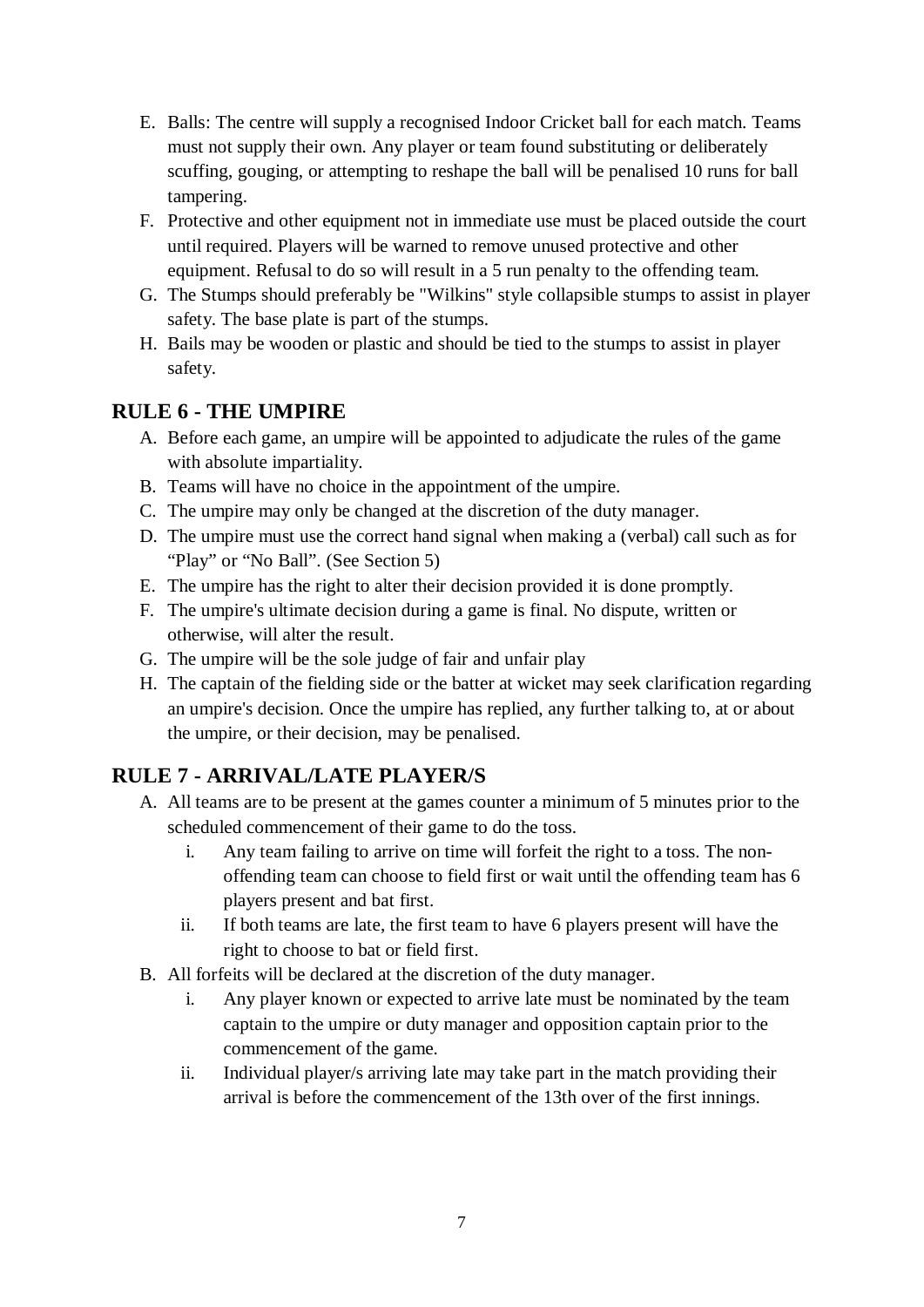E. Balls: The centre will supply a recognised Indoor Cricket ball for each match. Teams must not supply their own. Any player or team found substituting or deliberately scuffing, gouging, or attempting to reshape the ball will be penalised 10 runs for ball tampering.
F. Protective and other equipment not in immediate use must be placed outside the court until required. Players will be warned to remove unused protective and other equipment. Refusal to do so will result in a 5 run penalty to the offending team.
G. The Stumps should preferably be "Wilkins" style collapsible stumps to assist in player safety. The base plate is part of the stumps.
H. Bails may be wooden or plastic and should be tied to the stumps to assist in player safety.

## RULE 6 - THE UMPIRE

A. Before each game, an umpire will be appointed to adjudicate the rules of the game with absolute impartiality.
B. Teams will have no choice in the appointment of the umpire.
C. The umpire may only be changed at the discretion of the duty manager.
D. The umpire must use the correct hand signal when making a (verbal) call such as for "Play" or "No Ball". (See Section 5)
E. The umpire has the right to alter their decision provided it is done promptly.
F. The umpire's ultimate decision during a game is final. No dispute, written or otherwise, will alter the result.
G. The umpire will be the sole judge of fair and unfair play
H. The captain of the fielding side or the batter at wicket may seek clarification regarding an umpire's decision. Once the umpire has replied, any further talking to, at or about the umpire, or their decision, may be penalised.

## RULE 7 - ARRIVAL/LATE PLAYER/S

A. All teams are to be present at the games counter a minimum of 5 minutes prior to the scheduled commencement of their game to do the toss.
   i. Any team failing to arrive on time will forfeit the right to a toss. The non-offending team can choose to field first or wait until the offending team has 6 players present and bat first.
   ii. If both teams are late, the first team to have 6 players present will have the right to choose to bat or field first.
B. All forfeits will be declared at the discretion of the duty manager.
   i. Any player known or expected to arrive late must be nominated by the team captain to the umpire or duty manager and opposition captain prior to the commencement of the game.
   ii. Individual player/s arriving late may take part in the match providing their arrival is before the commencement of the 13th over of the first innings.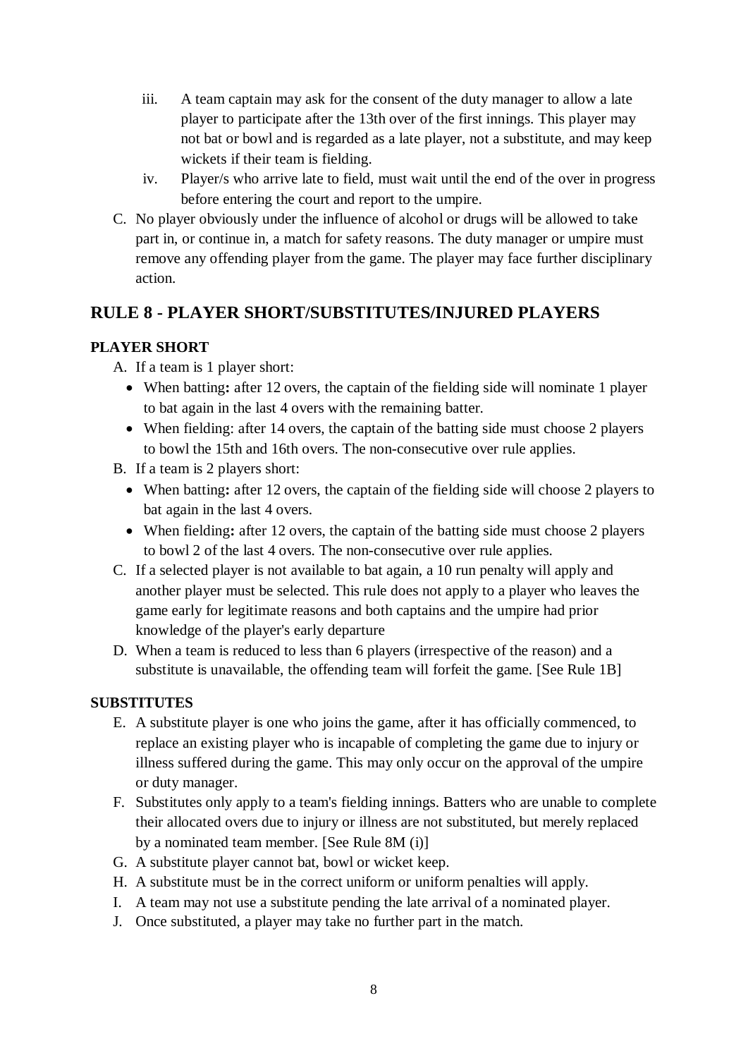iii. A team captain may ask for the consent of the duty manager to allow a late player to participate after the 13th over of the first innings. This player may not bat or bowl and is regarded as a late player, not a substitute, and may keep wickets if their team is fielding.

iv. Player/s who arrive late to field, must wait until the end of the over in progress before entering the court and report to the umpire.

C. No player obviously under the influence of alcohol or drugs will be allowed to take part in, or continue in, a match for safety reasons. The duty manager or umpire must remove any offending player from the game. The player may face further disciplinary action.

## RULE 8 - PLAYER SHORT/SUBSTITUTES/INJURED PLAYERS

### PLAYER SHORT

A. If a team is 1 player short:
   - When batting**:** after 12 overs, the captain of the fielding side will nominate 1 player to bat again in the last 4 overs with the remaining batter.
   - When fielding: after 14 overs, the captain of the batting side must choose 2 players to bowl the 15th and 16th overs. The non-consecutive over rule applies.

B. If a team is 2 players short:
   - When batting**:** after 12 overs, the captain of the fielding side will choose 2 players to bat again in the last 4 overs.
   - When fielding**:** after 12 overs, the captain of the batting side must choose 2 players to bowl 2 of the last 4 overs. The non-consecutive over rule applies.

C. If a selected player is not available to bat again, a 10 run penalty will apply and another player must be selected. This rule does not apply to a player who leaves the game early for legitimate reasons and both captains and the umpire had prior knowledge of the player's early departure

D. When a team is reduced to less than 6 players (irrespective of the reason) and a substitute is unavailable, the offending team will forfeit the game. [See Rule 1B]

### SUBSTITUTES

E. A substitute player is one who joins the game, after it has officially commenced, to replace an existing player who is incapable of completing the game due to injury or illness suffered during the game. This may only occur on the approval of the umpire or duty manager.

F. Substitutes only apply to a team's fielding innings. Batters who are unable to complete their allocated overs due to injury or illness are not substituted, but merely replaced by a nominated team member. [See Rule 8M (i)]

G. A substitute player cannot bat, bowl or wicket keep.

H. A substitute must be in the correct uniform or uniform penalties will apply.

I. A team may not use a substitute pending the late arrival of a nominated player.

J. Once substituted, a player may take no further part in the match.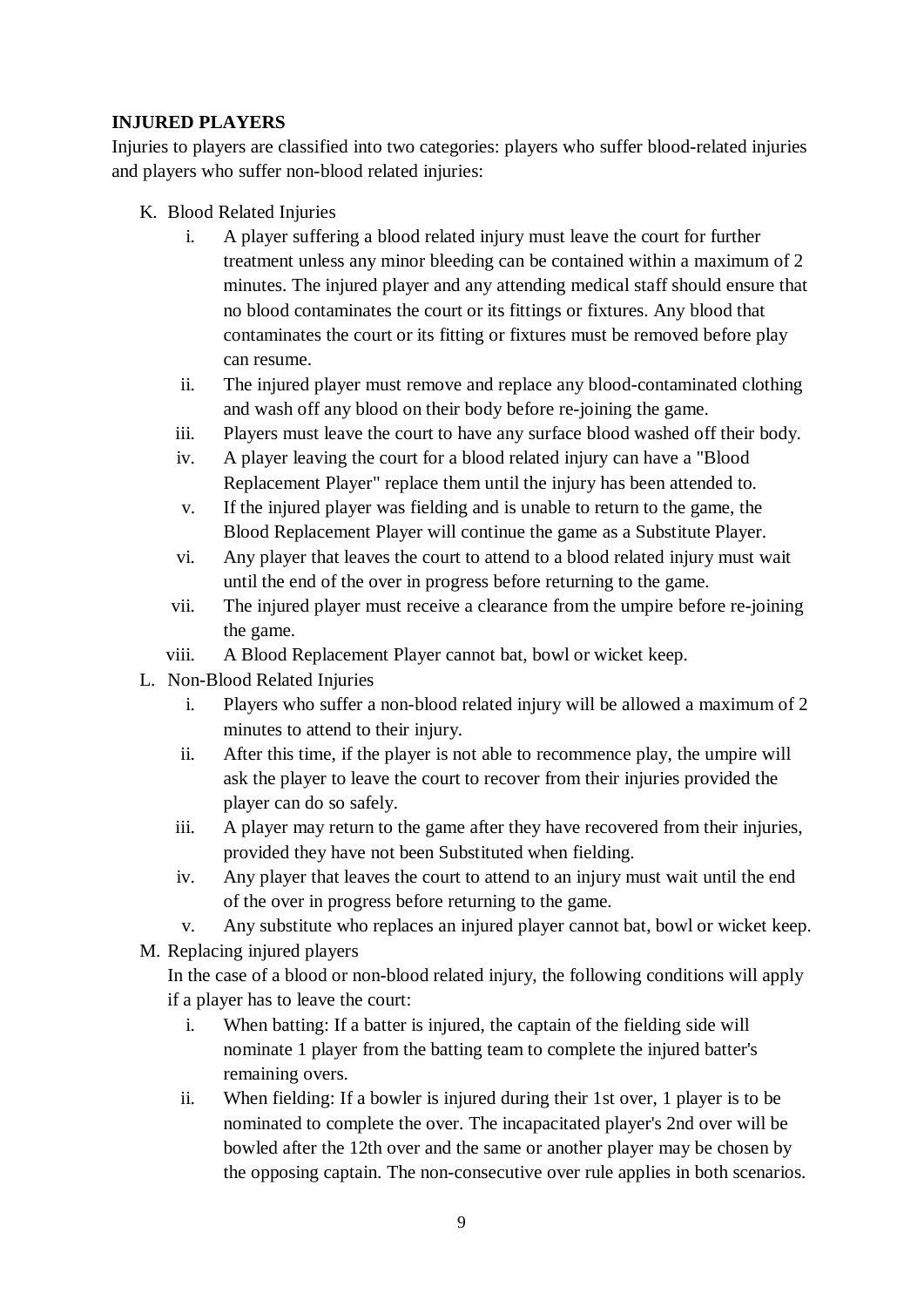**INJURED PLAYERS**

Injuries to players are classified into two categories: players who suffer blood-related injuries and players who suffer non-blood related injuries:

K. Blood Related Injuries
   i. A player suffering a blood related injury must leave the court for further treatment unless any minor bleeding can be contained within a maximum of 2 minutes. The injured player and any attending medical staff should ensure that no blood contaminates the court or its fittings or fixtures. Any blood that contaminates the court or its fitting or fixtures must be removed before play can resume.
   ii. The injured player must remove and replace any blood-contaminated clothing and wash off any blood on their body before re-joining the game.
   iii. Players must leave the court to have any surface blood washed off their body.
   iv. A player leaving the court for a blood related injury can have a "Blood Replacement Player" replace them until the injury has been attended to.
   v. If the injured player was fielding and is unable to return to the game, the Blood Replacement Player will continue the game as a Substitute Player.
   vi. Any player that leaves the court to attend to a blood related injury must wait until the end of the over in progress before returning to the game.
   vii. The injured player must receive a clearance from the umpire before re-joining the game.
   viii. A Blood Replacement Player cannot bat, bowl or wicket keep.

L. Non-Blood Related Injuries
   i. Players who suffer a non-blood related injury will be allowed a maximum of 2 minutes to attend to their injury.
   ii. After this time, if the player is not able to recommence play, the umpire will ask the player to leave the court to recover from their injuries provided the player can do so safely.
   iii. A player may return to the game after they have recovered from their injuries, provided they have not been Substituted when fielding.
   iv. Any player that leaves the court to attend to an injury must wait until the end of the over in progress before returning to the game.
   v. Any substitute who replaces an injured player cannot bat, bowl or wicket keep.

M. Replacing injured players

   In the case of a blood or non-blood related injury, the following conditions will apply if a player has to leave the court:
   i. When batting: If a batter is injured, the captain of the fielding side will nominate 1 player from the batting team to complete the injured batter's remaining overs.
   ii. When fielding: If a bowler is injured during their 1st over, 1 player is to be nominated to complete the over. The incapacitated player's 2nd over will be bowled after the 12th over and the same or another player may be chosen by the opposing captain. The non-consecutive over rule applies in both scenarios.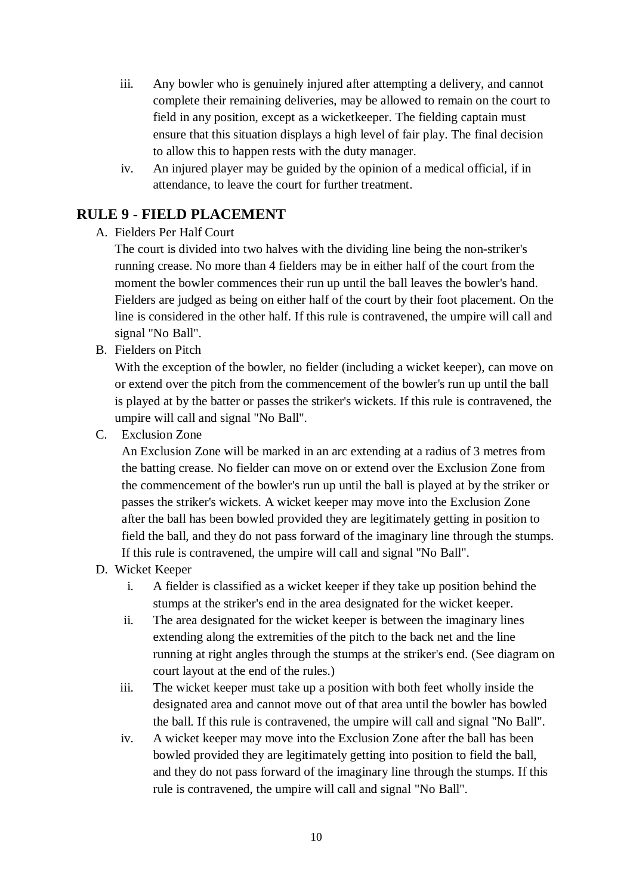iii. Any bowler who is genuinely injured after attempting a delivery, and cannot complete their remaining deliveries, may be allowed to remain on the court to field in any position, except as a wicketkeeper. The fielding captain must ensure that this situation displays a high level of fair play. The final decision to allow this to happen rests with the duty manager.

iv. An injured player may be guided by the opinion of a medical official, if in attendance, to leave the court for further treatment.

## RULE 9 - FIELD PLACEMENT

A. Fielders Per Half Court

The court is divided into two halves with the dividing line being the non-striker's running crease. No more than 4 fielders may be in either half of the court from the moment the bowler commences their run up until the ball leaves the bowler's hand. Fielders are judged as being on either half of the court by their foot placement. On the line is considered in the other half. If this rule is contravened, the umpire will call and signal "No Ball".

B. Fielders on Pitch

With the exception of the bowler, no fielder (including a wicket keeper), can move on or extend over the pitch from the commencement of the bowler's run up until the ball is played at by the batter or passes the striker's wickets. If this rule is contravened, the umpire will call and signal "No Ball".

C. Exclusion Zone

An Exclusion Zone will be marked in an arc extending at a radius of 3 metres from the batting crease. No fielder can move on or extend over the Exclusion Zone from the commencement of the bowler's run up until the ball is played at by the striker or passes the striker's wickets. A wicket keeper may move into the Exclusion Zone after the ball has been bowled provided they are legitimately getting in position to field the ball, and they do not pass forward of the imaginary line through the stumps. If this rule is contravened, the umpire will call and signal "No Ball".

D. Wicket Keeper

i. A fielder is classified as a wicket keeper if they take up position behind the stumps at the striker's end in the area designated for the wicket keeper.

ii. The area designated for the wicket keeper is between the imaginary lines extending along the extremities of the pitch to the back net and the line running at right angles through the stumps at the striker's end. (See diagram on court layout at the end of the rules.)

iii. The wicket keeper must take up a position with both feet wholly inside the designated area and cannot move out of that area until the bowler has bowled the ball. If this rule is contravened, the umpire will call and signal "No Ball".

iv. A wicket keeper may move into the Exclusion Zone after the ball has been bowled provided they are legitimately getting into position to field the ball, and they do not pass forward of the imaginary line through the stumps. If this rule is contravened, the umpire will call and signal "No Ball".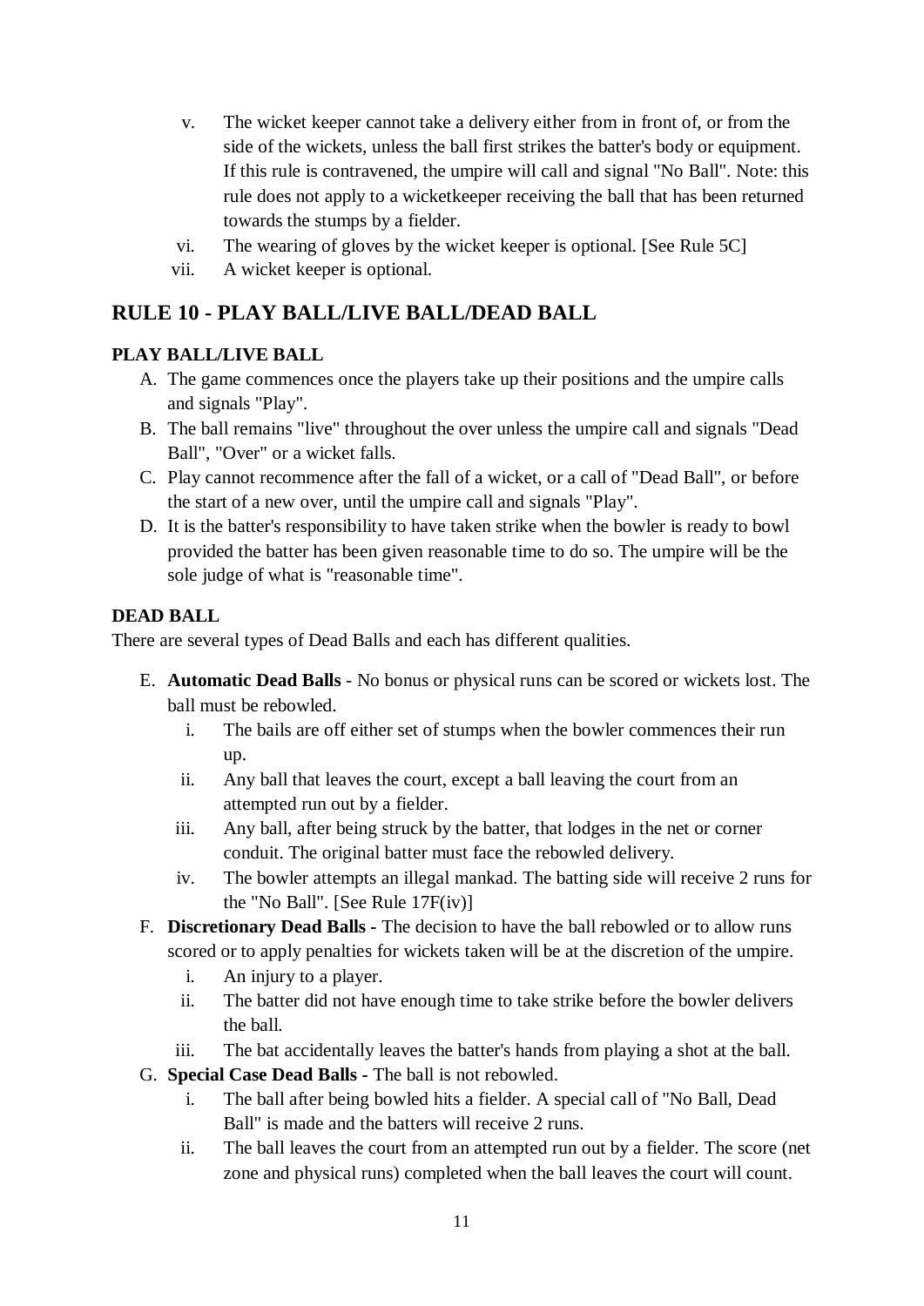v. The wicket keeper cannot take a delivery either from in front of, or from the side of the wickets, unless the ball first strikes the batter's body or equipment. If this rule is contravened, the umpire will call and signal "No Ball". Note: this rule does not apply to a wicketkeeper receiving the ball that has been returned towards the stumps by a fielder.

vi. The wearing of gloves by the wicket keeper is optional. [See Rule 5C]

vii. A wicket keeper is optional.

## RULE 10 - PLAY BALL/LIVE BALL/DEAD BALL

### PLAY BALL/LIVE BALL

A. The game commences once the players take up their positions and the umpire calls and signals "Play".

B. The ball remains "live" throughout the over unless the umpire call and signals "Dead Ball", "Over" or a wicket falls.

C. Play cannot recommence after the fall of a wicket, or a call of "Dead Ball", or before the start of a new over, until the umpire call and signals "Play".

D. It is the batter's responsibility to have taken strike when the bowler is ready to bowl provided the batter has been given reasonable time to do so. The umpire will be the sole judge of what is "reasonable time".

### DEAD BALL

There are several types of Dead Balls and each has different qualities.

E. **Automatic Dead Balls** - No bonus or physical runs can be scored or wickets lost. The ball must be rebowled.
   - i. The bails are off either set of stumps when the bowler commences their run up.
   - ii. Any ball that leaves the court, except a ball leaving the court from an attempted run out by a fielder.
   - iii. Any ball, after being struck by the batter, that lodges in the net or corner conduit. The original batter must face the rebowled delivery.
   - iv. The bowler attempts an illegal mankad. The batting side will receive 2 runs for the "No Ball". [See Rule 17F(iv)]

F. **Discretionary Dead Balls -** The decision to have the ball rebowled or to allow runs scored or to apply penalties for wickets taken will be at the discretion of the umpire.
   - i. An injury to a player.
   - ii. The batter did not have enough time to take strike before the bowler delivers the ball.
   - iii. The bat accidentally leaves the batter's hands from playing a shot at the ball.

G. **Special Case Dead Balls -** The ball is not rebowled.
   - i. The ball after being bowled hits a fielder. A special call of "No Ball, Dead Ball" is made and the batters will receive 2 runs.
   - ii. The ball leaves the court from an attempted run out by a fielder. The score (net zone and physical runs) completed when the ball leaves the court will count.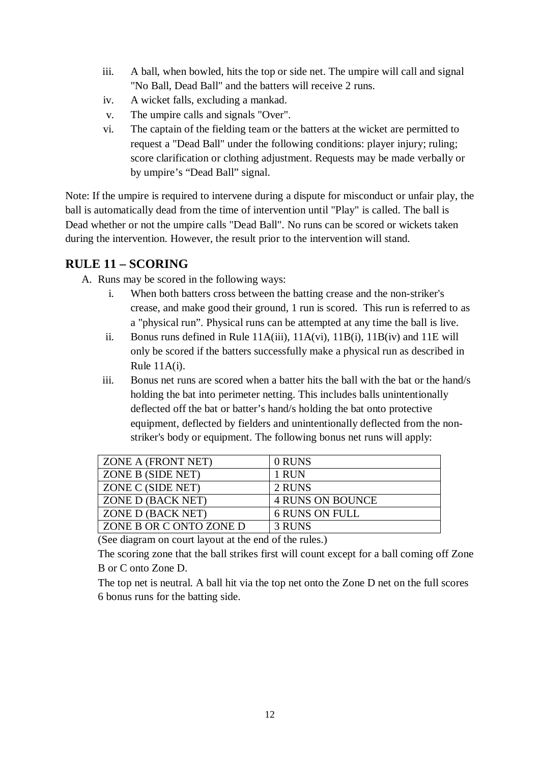iii. A ball, when bowled, hits the top or side net. The umpire will call and signal "No Ball, Dead Ball" and the batters will receive 2 runs.

iv. A wicket falls, excluding a mankad.

v. The umpire calls and signals "Over".

vi. The captain of the fielding team or the batters at the wicket are permitted to request a "Dead Ball" under the following conditions: player injury; ruling; score clarification or clothing adjustment. Requests may be made verbally or by umpire's "Dead Ball" signal.

Note: If the umpire is required to intervene during a dispute for misconduct or unfair play, the ball is automatically dead from the time of intervention until "Play" is called. The ball is Dead whether or not the umpire calls "Dead Ball". No runs can be scored or wickets taken during the intervention. However, the result prior to the intervention will stand.

## RULE 11 – SCORING

A. Runs may be scored in the following ways:

i. When both batters cross between the batting crease and the non-striker's crease, and make good their ground, 1 run is scored. This run is referred to as a "physical run". Physical runs can be attempted at any time the ball is live.

ii. Bonus runs defined in Rule 11A(iii), 11A(vi), 11B(i), 11B(iv) and 11E will only be scored if the batters successfully make a physical run as described in Rule 11A(i).

iii. Bonus net runs are scored when a batter hits the ball with the bat or the hand/s holding the bat into perimeter netting. This includes balls unintentionally deflected off the bat or batter's hand/s holding the bat onto protective equipment, deflected by fielders and unintentionally deflected from the non-striker's body or equipment. The following bonus net runs will apply:

| ZONE A (FRONT NET) | 0 RUNS |
|---|---|
| ZONE B (SIDE NET) | 1 RUN |
| ZONE C (SIDE NET) | 2 RUNS |
| ZONE D (BACK NET) | 4 RUNS ON BOUNCE |
| ZONE D (BACK NET) | 6 RUNS ON FULL |
| ZONE B OR C ONTO ZONE D | 3 RUNS |

(See diagram on court layout at the end of the rules.)

The scoring zone that the ball strikes first will count except for a ball coming off Zone B or C onto Zone D.

The top net is neutral. A ball hit via the top net onto the Zone D net on the full scores 6 bonus runs for the batting side.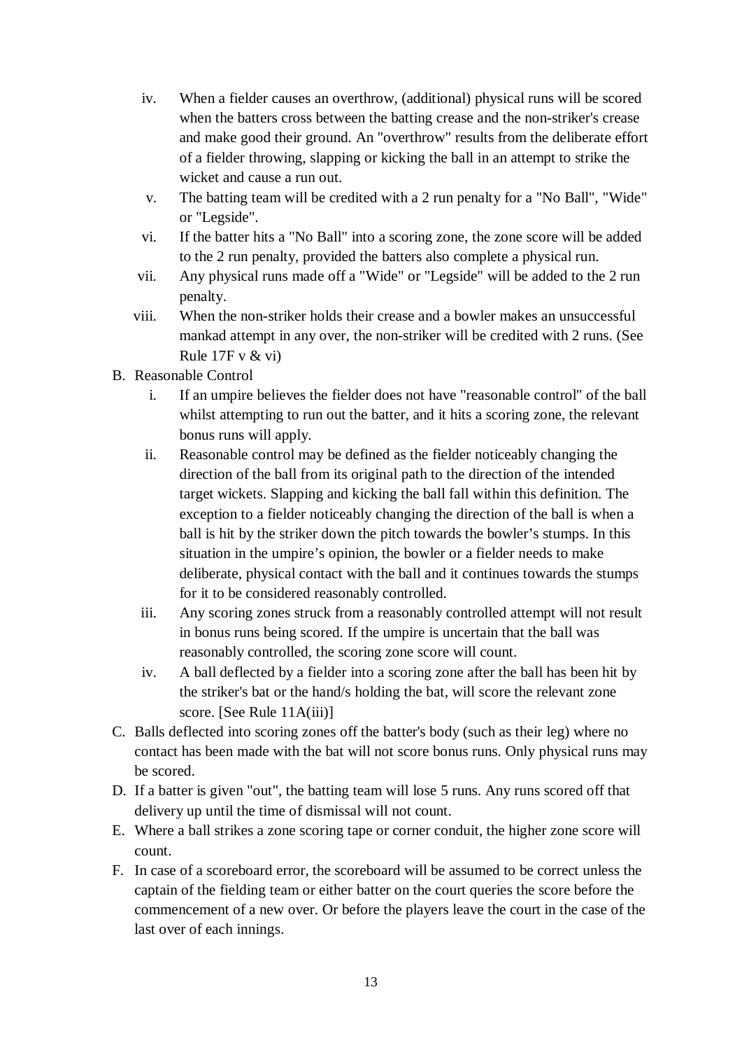iv. When a fielder causes an overthrow, (additional) physical runs will be scored when the batters cross between the batting crease and the non-striker's crease and make good their ground. An "overthrow" results from the deliberate effort of a fielder throwing, slapping or kicking the ball in an attempt to strike the wicket and cause a run out.

v. The batting team will be credited with a 2 run penalty for a "No Ball", "Wide" or "Legside".

vi. If the batter hits a "No Ball" into a scoring zone, the zone score will be added to the 2 run penalty, provided the batters also complete a physical run.

vii. Any physical runs made off a "Wide" or "Legside" will be added to the 2 run penalty.

viii. When the non-striker holds their crease and a bowler makes an unsuccessful mankad attempt in any over, the non-striker will be credited with 2 runs. (See Rule 17F v & vi)

B. Reasonable Control

  i. If an umpire believes the fielder does not have "reasonable control" of the ball whilst attempting to run out the batter, and it hits a scoring zone, the relevant bonus runs will apply.

  ii. Reasonable control may be defined as the fielder noticeably changing the direction of the ball from its original path to the direction of the intended target wickets. Slapping and kicking the ball fall within this definition. The exception to a fielder noticeably changing the direction of the ball is when a ball is hit by the striker down the pitch towards the bowler's stumps. In this situation in the umpire's opinion, the bowler or a fielder needs to make deliberate, physical contact with the ball and it continues towards the stumps for it to be considered reasonably controlled.

  iii. Any scoring zones struck from a reasonably controlled attempt will not result in bonus runs being scored. If the umpire is uncertain that the ball was reasonably controlled, the scoring zone score will count.

  iv. A ball deflected by a fielder into a scoring zone after the ball has been hit by the striker's bat or the hand/s holding the bat, will score the relevant zone score. [See Rule 11A(iii)]

C. Balls deflected into scoring zones off the batter's body (such as their leg) where no contact has been made with the bat will not score bonus runs. Only physical runs may be scored.

D. If a batter is given "out", the batting team will lose 5 runs. Any runs scored off that delivery up until the time of dismissal will not count.

E. Where a ball strikes a zone scoring tape or corner conduit, the higher zone score will count.

F. In case of a scoreboard error, the scoreboard will be assumed to be correct unless the captain of the fielding team or either batter on the court queries the score before the commencement of a new over. Or before the players leave the court in the case of the last over of each innings.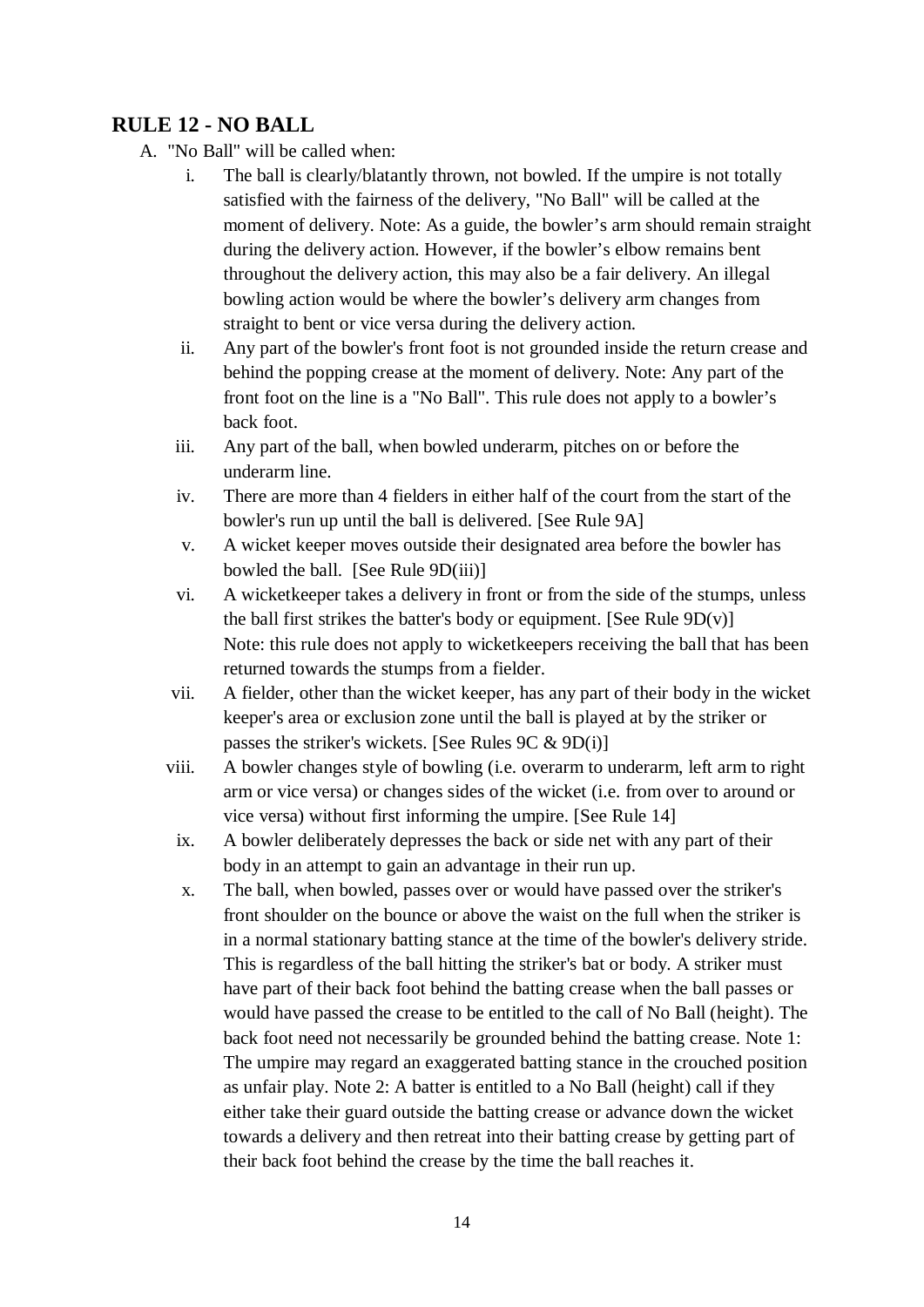## RULE 12 - NO BALL

A. "No Ball" will be called when:

   i. The ball is clearly/blatantly thrown, not bowled. If the umpire is not totally satisfied with the fairness of the delivery, "No Ball" will be called at the moment of delivery. Note: As a guide, the bowler's arm should remain straight during the delivery action. However, if the bowler's elbow remains bent throughout the delivery action, this may also be a fair delivery. An illegal bowling action would be where the bowler's delivery arm changes from straight to bent or vice versa during the delivery action.

   ii. Any part of the bowler's front foot is not grounded inside the return crease and behind the popping crease at the moment of delivery. Note: Any part of the front foot on the line is a "No Ball". This rule does not apply to a bowler's back foot.

   iii. Any part of the ball, when bowled underarm, pitches on or before the underarm line.

   iv. There are more than 4 fielders in either half of the court from the start of the bowler's run up until the ball is delivered. [See Rule 9A]

   v. A wicket keeper moves outside their designated area before the bowler has bowled the ball. [See Rule 9D(iii)]

   vi. A wicketkeeper takes a delivery in front or from the side of the stumps, unless the ball first strikes the batter's body or equipment. [See Rule 9D(v)] Note: this rule does not apply to wicketkeepers receiving the ball that has been returned towards the stumps from a fielder.

   vii. A fielder, other than the wicket keeper, has any part of their body in the wicket keeper's area or exclusion zone until the ball is played at by the striker or passes the striker's wickets. [See Rules 9C & 9D(i)]

   viii. A bowler changes style of bowling (i.e. overarm to underarm, left arm to right arm or vice versa) or changes sides of the wicket (i.e. from over to around or vice versa) without first informing the umpire. [See Rule 14]

   ix. A bowler deliberately depresses the back or side net with any part of their body in an attempt to gain an advantage in their run up.

   x. The ball, when bowled, passes over or would have passed over the striker's front shoulder on the bounce or above the waist on the full when the striker is in a normal stationary batting stance at the time of the bowler's delivery stride. This is regardless of the ball hitting the striker's bat or body. A striker must have part of their back foot behind the batting crease when the ball passes or would have passed the crease to be entitled to the call of No Ball (height). The back foot need not necessarily be grounded behind the batting crease. Note 1: The umpire may regard an exaggerated batting stance in the crouched position as unfair play. Note 2: A batter is entitled to a No Ball (height) call if they either take their guard outside the batting crease or advance down the wicket towards a delivery and then retreat into their batting crease by getting part of their back foot behind the crease by the time the ball reaches it.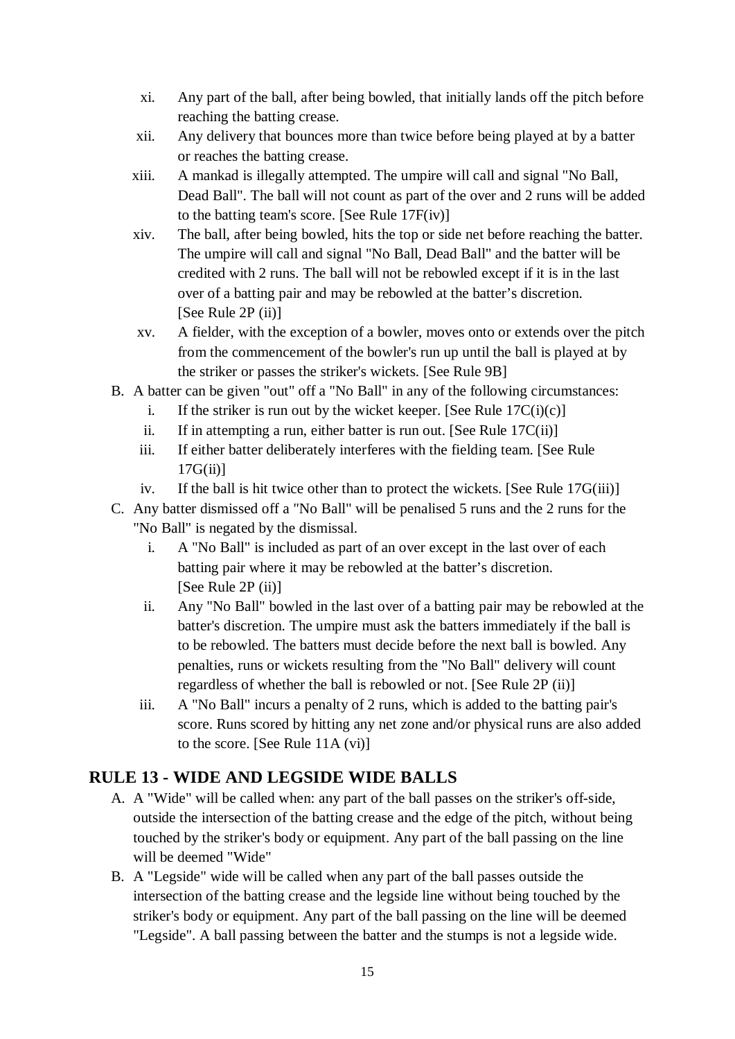xi. Any part of the ball, after being bowled, that initially lands off the pitch before reaching the batting crease.

xii. Any delivery that bounces more than twice before being played at by a batter or reaches the batting crease.

xiii. A mankad is illegally attempted. The umpire will call and signal "No Ball, Dead Ball". The ball will not count as part of the over and 2 runs will be added to the batting team's score. [See Rule 17F(iv)]

xiv. The ball, after being bowled, hits the top or side net before reaching the batter. The umpire will call and signal "No Ball, Dead Ball" and the batter will be credited with 2 runs. The ball will not be rebowled except if it is in the last over of a batting pair and may be rebowled at the batter's discretion. [See Rule 2P (ii)]

xv. A fielder, with the exception of a bowler, moves onto or extends over the pitch from the commencement of the bowler's run up until the ball is played at by the striker or passes the striker's wickets. [See Rule 9B]

B. A batter can be given "out" off a "No Ball" in any of the following circumstances:
   i. If the striker is run out by the wicket keeper. [See Rule 17C(i)(c)]
   ii. If in attempting a run, either batter is run out. [See Rule 17C(ii)]
   iii. If either batter deliberately interferes with the fielding team. [See Rule 17G(ii)]
   iv. If the ball is hit twice other than to protect the wickets. [See Rule 17G(iii)]

C. Any batter dismissed off a "No Ball" will be penalised 5 runs and the 2 runs for the "No Ball" is negated by the dismissal.
   i. A "No Ball" is included as part of an over except in the last over of each batting pair where it may be rebowled at the batter's discretion. [See Rule 2P (ii)]
   ii. Any "No Ball" bowled in the last over of a batting pair may be rebowled at the batter's discretion. The umpire must ask the batters immediately if the ball is to be rebowled. The batters must decide before the next ball is bowled. Any penalties, runs or wickets resulting from the "No Ball" delivery will count regardless of whether the ball is rebowled or not. [See Rule 2P (ii)]
   iii. A "No Ball" incurs a penalty of 2 runs, which is added to the batting pair's score. Runs scored by hitting any net zone and/or physical runs are also added to the score. [See Rule 11A (vi)]

## RULE 13 - WIDE AND LEGSIDE WIDE BALLS

A. A "Wide" will be called when: any part of the ball passes on the striker's off-side, outside the intersection of the batting crease and the edge of the pitch, without being touched by the striker's body or equipment. Any part of the ball passing on the line will be deemed "Wide"

B. A "Legside" wide will be called when any part of the ball passes outside the intersection of the batting crease and the legside line without being touched by the striker's body or equipment. Any part of the ball passing on the line will be deemed "Legside". A ball passing between the batter and the stumps is not a legside wide.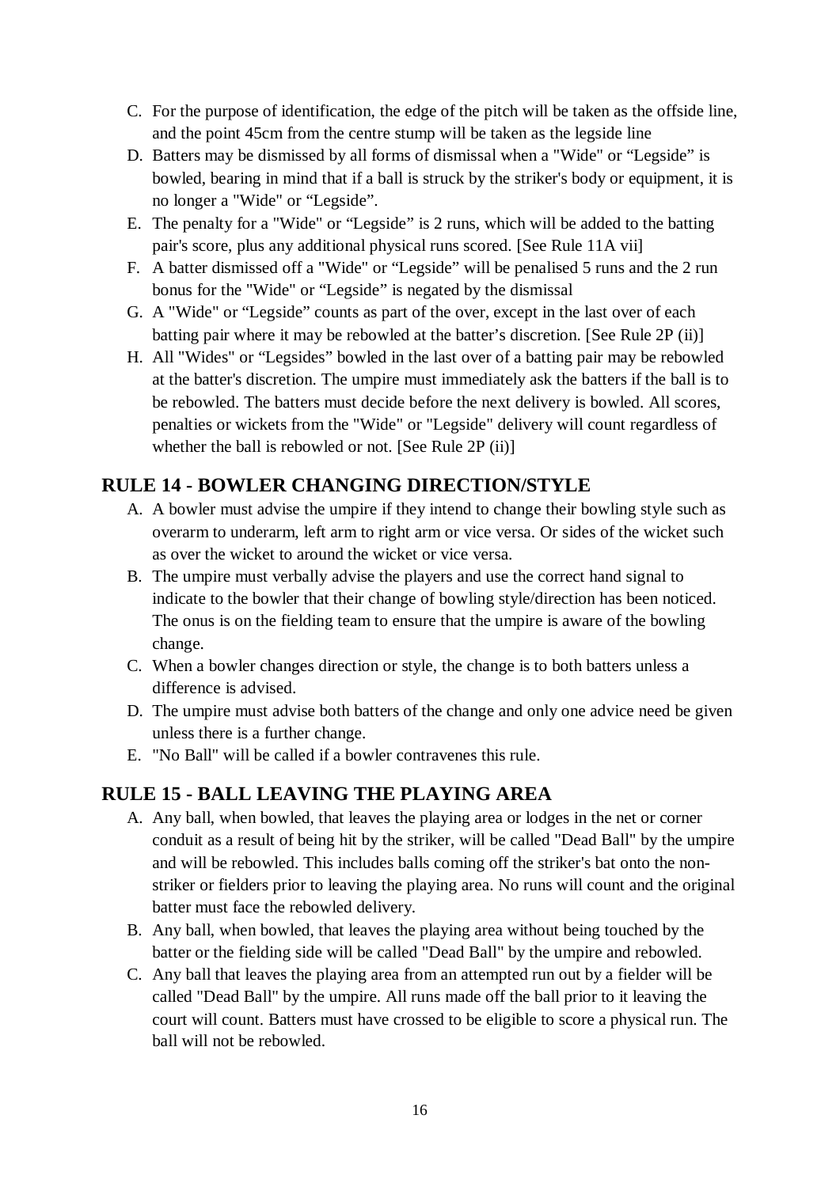C. For the purpose of identification, the edge of the pitch will be taken as the offside line, and the point 45cm from the centre stump will be taken as the legside line
D. Batters may be dismissed by all forms of dismissal when a "Wide" or “Legside” is bowled, bearing in mind that if a ball is struck by the striker's body or equipment, it is no longer a "Wide" or “Legside”.
E. The penalty for a "Wide" or “Legside” is 2 runs, which will be added to the batting pair's score, plus any additional physical runs scored. [See Rule 11A vii]
F. A batter dismissed off a "Wide" or “Legside” will be penalised 5 runs and the 2 run bonus for the "Wide" or “Legside” is negated by the dismissal
G. A "Wide" or “Legside” counts as part of the over, except in the last over of each batting pair where it may be rebowled at the batter’s discretion. [See Rule 2P (ii)]
H. All "Wides" or “Legsides” bowled in the last over of a batting pair may be rebowled at the batter's discretion. The umpire must immediately ask the batters if the ball is to be rebowled. The batters must decide before the next delivery is bowled. All scores, penalties or wickets from the "Wide" or "Legside" delivery will count regardless of whether the ball is rebowled or not. [See Rule 2P (ii)]

## RULE 14 - BOWLER CHANGING DIRECTION/STYLE

A. A bowler must advise the umpire if they intend to change their bowling style such as overarm to underarm, left arm to right arm or vice versa. Or sides of the wicket such as over the wicket to around the wicket or vice versa.
B. The umpire must verbally advise the players and use the correct hand signal to indicate to the bowler that their change of bowling style/direction has been noticed. The onus is on the fielding team to ensure that the umpire is aware of the bowling change.
C. When a bowler changes direction or style, the change is to both batters unless a difference is advised.
D. The umpire must advise both batters of the change and only one advice need be given unless there is a further change.
E. "No Ball" will be called if a bowler contravenes this rule.

## RULE 15 - BALL LEAVING THE PLAYING AREA

A. Any ball, when bowled, that leaves the playing area or lodges in the net or corner conduit as a result of being hit by the striker, will be called "Dead Ball" by the umpire and will be rebowled. This includes balls coming off the striker's bat onto the non-striker or fielders prior to leaving the playing area. No runs will count and the original batter must face the rebowled delivery.
B. Any ball, when bowled, that leaves the playing area without being touched by the batter or the fielding side will be called "Dead Ball" by the umpire and rebowled.
C. Any ball that leaves the playing area from an attempted run out by a fielder will be called "Dead Ball" by the umpire. All runs made off the ball prior to it leaving the court will count. Batters must have crossed to be eligible to score a physical run. The ball will not be rebowled.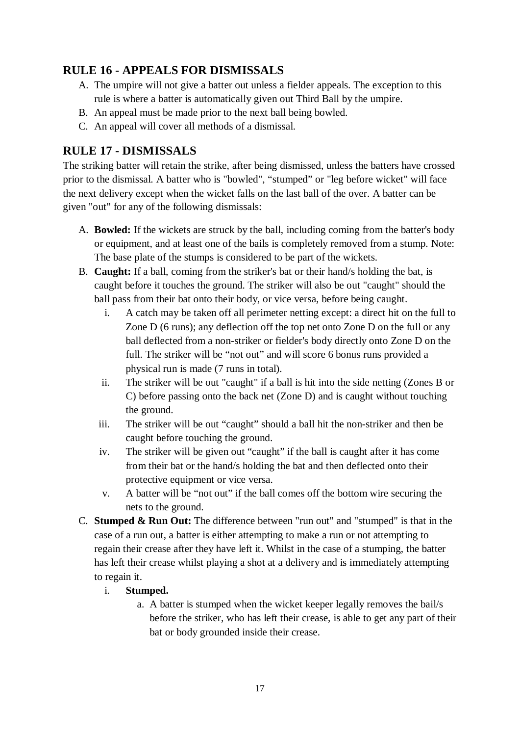## RULE 16 - APPEALS FOR DISMISSALS

A. The umpire will not give a batter out unless a fielder appeals. The exception to this rule is where a batter is automatically given out Third Ball by the umpire.
B. An appeal must be made prior to the next ball being bowled.
C. An appeal will cover all methods of a dismissal.

## RULE 17 - DISMISSALS

The striking batter will retain the strike, after being dismissed, unless the batters have crossed prior to the dismissal. A batter who is "bowled", “stumped” or "leg before wicket" will face the next delivery except when the wicket falls on the last ball of the over. A batter can be given "out" for any of the following dismissals:

A. **Bowled:** If the wickets are struck by the ball, including coming from the batter's body or equipment, and at least one of the bails is completely removed from a stump. Note: The base plate of the stumps is considered to be part of the wickets.
B. **Caught:** If a ball, coming from the striker's bat or their hand/s holding the bat, is caught before it touches the ground. The striker will also be out "caught" should the ball pass from their bat onto their body, or vice versa, before being caught.
   i. A catch may be taken off all perimeter netting except: a direct hit on the full to Zone D (6 runs); any deflection off the top net onto Zone D on the full or any ball deflected from a non-striker or fielder's body directly onto Zone D on the full. The striker will be “not out” and will score 6 bonus runs provided a physical run is made (7 runs in total).
   ii. The striker will be out "caught" if a ball is hit into the side netting (Zones B or C) before passing onto the back net (Zone D) and is caught without touching the ground.
   iii. The striker will be out “caught” should a ball hit the non-striker and then be caught before touching the ground.
   iv. The striker will be given out “caught” if the ball is caught after it has come from their bat or the hand/s holding the bat and then deflected onto their protective equipment or vice versa.
   v. A batter will be “not out” if the ball comes off the bottom wire securing the nets to the ground.
C. **Stumped & Run Out:** The difference between "run out" and "stumped" is that in the case of a run out, a batter is either attempting to make a run or not attempting to regain their crease after they have left it. Whilst in the case of a stumping, the batter has left their crease whilst playing a shot at a delivery and is immediately attempting to regain it.
   i. **Stumped.**
      a. A batter is stumped when the wicket keeper legally removes the bail/s before the striker, who has left their crease, is able to get any part of their bat or body grounded inside their crease.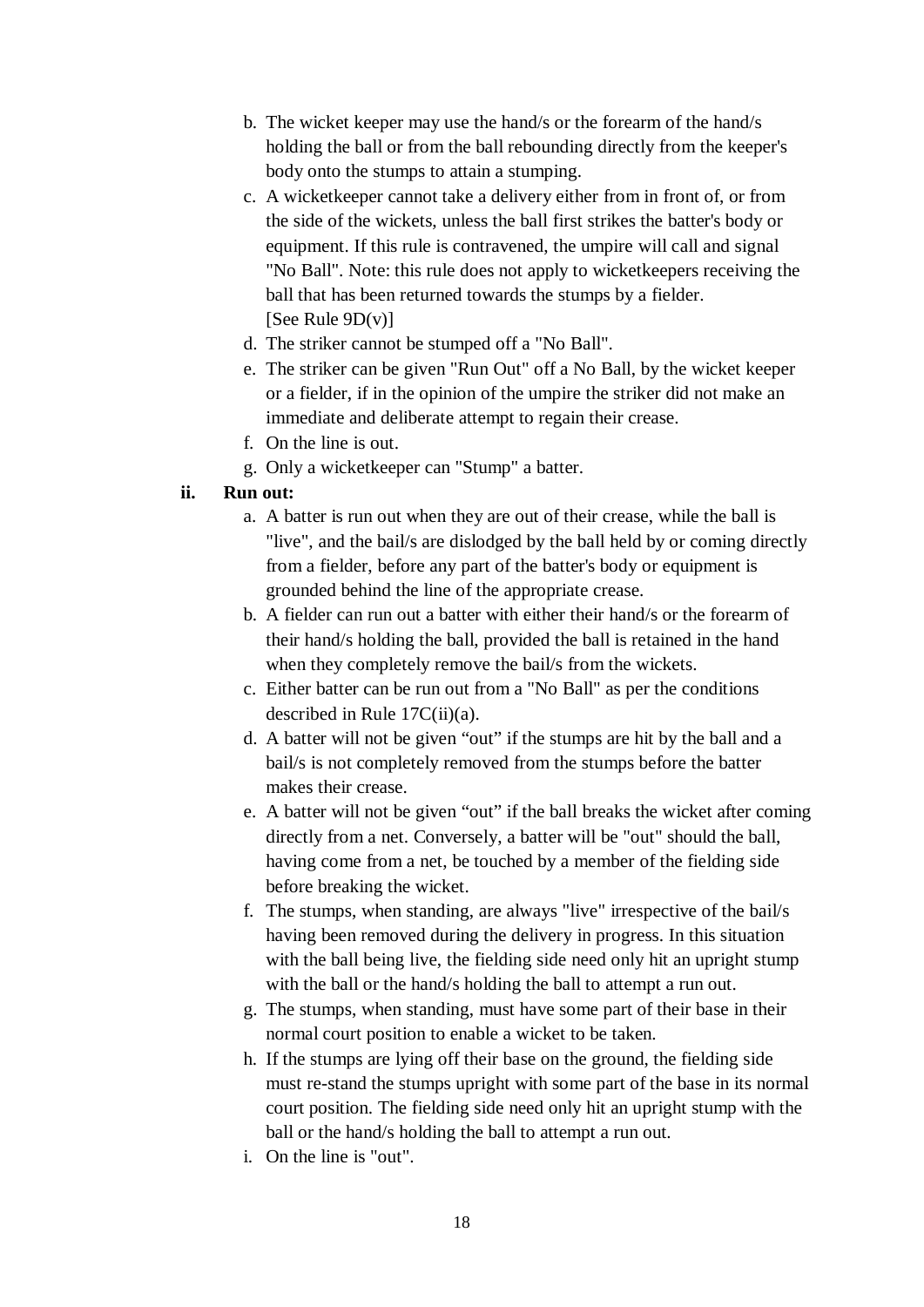b. The wicket keeper may use the hand/s or the forearm of the hand/s holding the ball or from the ball rebounding directly from the keeper's body onto the stumps to attain a stumping.
c. A wicketkeeper cannot take a delivery either from in front of, or from the side of the wickets, unless the ball first strikes the batter's body or equipment. If this rule is contravened, the umpire will call and signal "No Ball". Note: this rule does not apply to wicketkeepers receiving the ball that has been returned towards the stumps by a fielder. [See Rule 9D(v)]
d. The striker cannot be stumped off a "No Ball".
e. The striker can be given "Run Out" off a No Ball, by the wicket keeper or a fielder, if in the opinion of the umpire the striker did not make an immediate and deliberate attempt to regain their crease.
f. On the line is out.
g. Only a wicketkeeper can "Stump" a batter.

**ii. Run out:**

a. A batter is run out when they are out of their crease, while the ball is "live", and the bail/s are dislodged by the ball held by or coming directly from a fielder, before any part of the batter's body or equipment is grounded behind the line of the appropriate crease.
b. A fielder can run out a batter with either their hand/s or the forearm of their hand/s holding the ball, provided the ball is retained in the hand when they completely remove the bail/s from the wickets.
c. Either batter can be run out from a "No Ball" as per the conditions described in Rule 17C(ii)(a).
d. A batter will not be given "out" if the stumps are hit by the ball and a bail/s is not completely removed from the stumps before the batter makes their crease.
e. A batter will not be given "out" if the ball breaks the wicket after coming directly from a net. Conversely, a batter will be "out" should the ball, having come from a net, be touched by a member of the fielding side before breaking the wicket.
f. The stumps, when standing, are always "live" irrespective of the bail/s having been removed during the delivery in progress. In this situation with the ball being live, the fielding side need only hit an upright stump with the ball or the hand/s holding the ball to attempt a run out.
g. The stumps, when standing, must have some part of their base in their normal court position to enable a wicket to be taken.
h. If the stumps are lying off their base on the ground, the fielding side must re-stand the stumps upright with some part of the base in its normal court position. The fielding side need only hit an upright stump with the ball or the hand/s holding the ball to attempt a run out.
i. On the line is "out".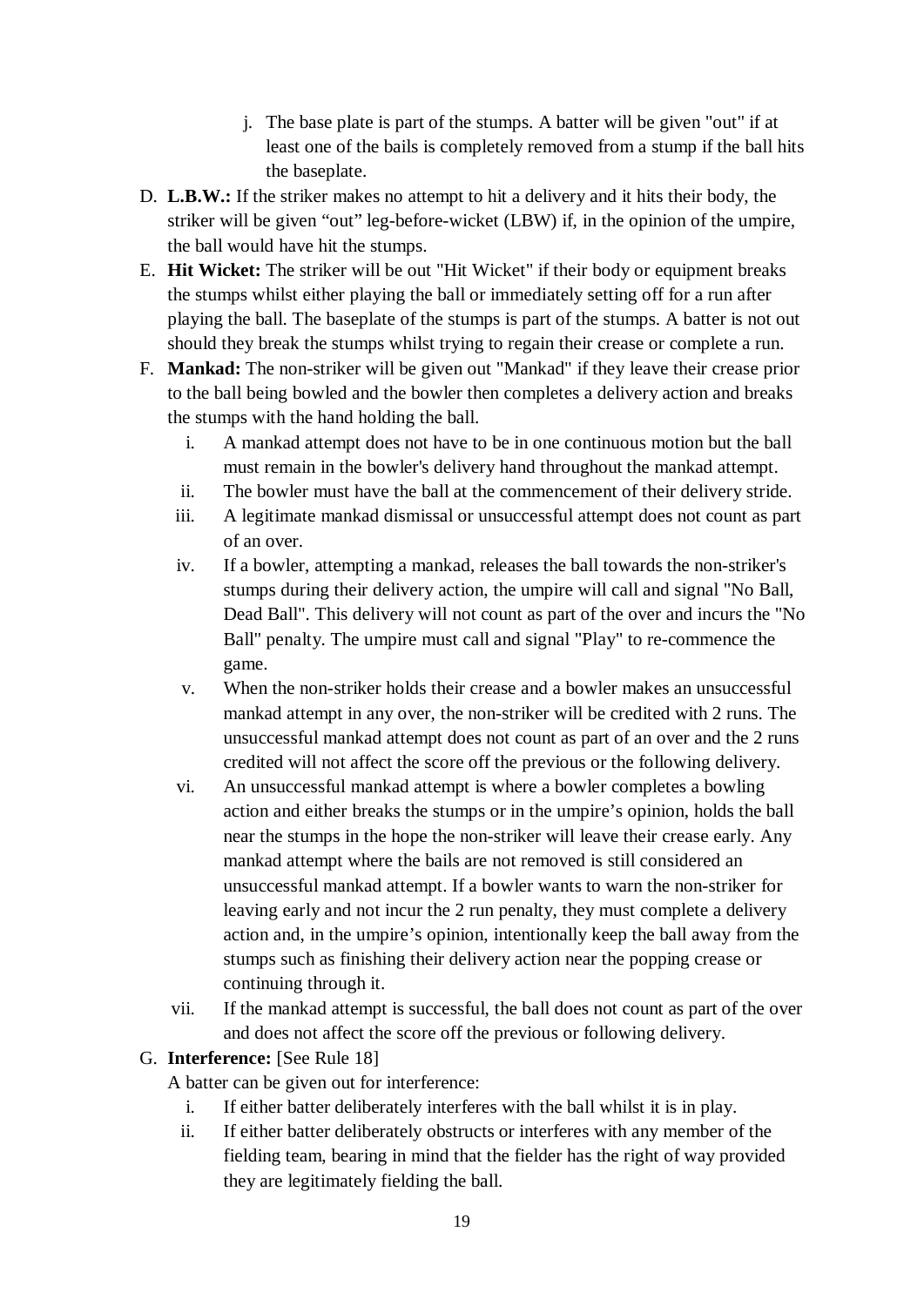j. The base plate is part of the stumps. A batter will be given "out" if at least one of the bails is completely removed from a stump if the ball hits the baseplate.

D. **L.B.W.:** If the striker makes no attempt to hit a delivery and it hits their body, the striker will be given “out” leg-before-wicket (LBW) if, in the opinion of the umpire, the ball would have hit the stumps.

E. **Hit Wicket:** The striker will be out "Hit Wicket" if their body or equipment breaks the stumps whilst either playing the ball or immediately setting off for a run after playing the ball. The baseplate of the stumps is part of the stumps. A batter is not out should they break the stumps whilst trying to regain their crease or complete a run.

F. **Mankad:** The non-striker will be given out "Mankad" if they leave their crease prior to the ball being bowled and the bowler then completes a delivery action and breaks the stumps with the hand holding the ball.

   i. A mankad attempt does not have to be in one continuous motion but the ball must remain in the bowler's delivery hand throughout the mankad attempt.
   ii. The bowler must have the ball at the commencement of their delivery stride.
   iii. A legitimate mankad dismissal or unsuccessful attempt does not count as part of an over.
   iv. If a bowler, attempting a mankad, releases the ball towards the non-striker's stumps during their delivery action, the umpire will call and signal "No Ball, Dead Ball". This delivery will not count as part of the over and incurs the "No Ball" penalty. The umpire must call and signal "Play" to re-commence the game.
   v. When the non-striker holds their crease and a bowler makes an unsuccessful mankad attempt in any over, the non-striker will be credited with 2 runs. The unsuccessful mankad attempt does not count as part of an over and the 2 runs credited will not affect the score off the previous or the following delivery.
   vi. An unsuccessful mankad attempt is where a bowler completes a bowling action and either breaks the stumps or in the umpire’s opinion, holds the ball near the stumps in the hope the non-striker will leave their crease early. Any mankad attempt where the bails are not removed is still considered an unsuccessful mankad attempt. If a bowler wants to warn the non-striker for leaving early and not incur the 2 run penalty, they must complete a delivery action and, in the umpire’s opinion, intentionally keep the ball away from the stumps such as finishing their delivery action near the popping crease or continuing through it.
   vii. If the mankad attempt is successful, the ball does not count as part of the over and does not affect the score off the previous or following delivery.

G. **Interference:** [See Rule 18]

   A batter can be given out for interference:

   i. If either batter deliberately interferes with the ball whilst it is in play.
   ii. If either batter deliberately obstructs or interferes with any member of the fielding team, bearing in mind that the fielder has the right of way provided they are legitimately fielding the ball.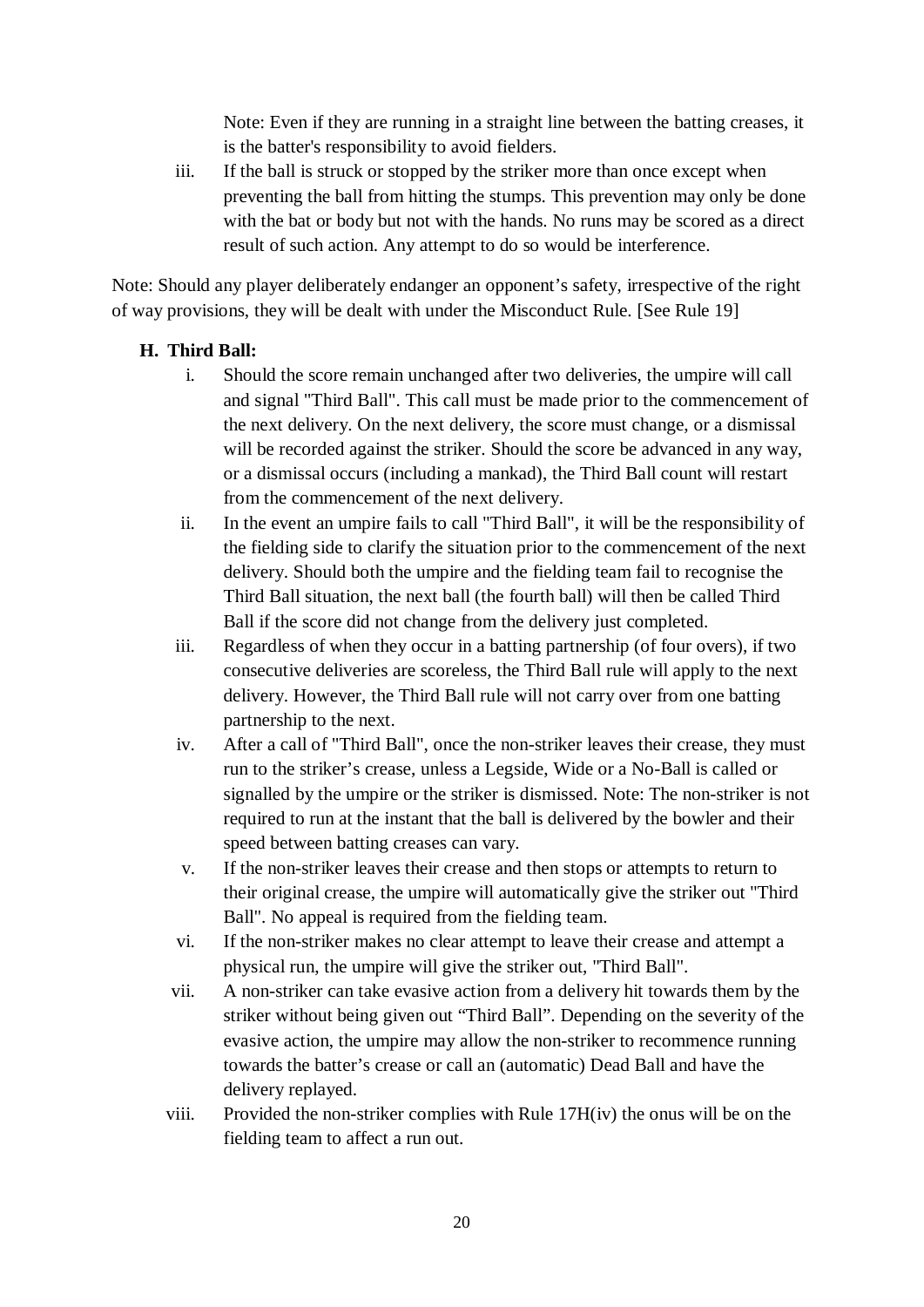Note: Even if they are running in a straight line between the batting creases, it is the batter's responsibility to avoid fielders.

iii. If the ball is struck or stopped by the striker more than once except when preventing the ball from hitting the stumps. This prevention may only be done with the bat or body but not with the hands. No runs may be scored as a direct result of such action. Any attempt to do so would be interference.

Note: Should any player deliberately endanger an opponent's safety, irrespective of the right of way provisions, they will be dealt with under the Misconduct Rule. [See Rule 19]

**H. Third Ball:**

i. Should the score remain unchanged after two deliveries, the umpire will call and signal "Third Ball". This call must be made prior to the commencement of the next delivery. On the next delivery, the score must change, or a dismissal will be recorded against the striker. Should the score be advanced in any way, or a dismissal occurs (including a mankad), the Third Ball count will restart from the commencement of the next delivery.

ii. In the event an umpire fails to call "Third Ball", it will be the responsibility of the fielding side to clarify the situation prior to the commencement of the next delivery. Should both the umpire and the fielding team fail to recognise the Third Ball situation, the next ball (the fourth ball) will then be called Third Ball if the score did not change from the delivery just completed.

iii. Regardless of when they occur in a batting partnership (of four overs), if two consecutive deliveries are scoreless, the Third Ball rule will apply to the next delivery. However, the Third Ball rule will not carry over from one batting partnership to the next.

iv. After a call of "Third Ball", once the non-striker leaves their crease, they must run to the striker's crease, unless a Legside, Wide or a No-Ball is called or signalled by the umpire or the striker is dismissed. Note: The non-striker is not required to run at the instant that the ball is delivered by the bowler and their speed between batting creases can vary.

v. If the non-striker leaves their crease and then stops or attempts to return to their original crease, the umpire will automatically give the striker out "Third Ball". No appeal is required from the fielding team.

vi. If the non-striker makes no clear attempt to leave their crease and attempt a physical run, the umpire will give the striker out, "Third Ball".

vii. A non-striker can take evasive action from a delivery hit towards them by the striker without being given out "Third Ball". Depending on the severity of the evasive action, the umpire may allow the non-striker to recommence running towards the batter's crease or call an (automatic) Dead Ball and have the delivery replayed.

viii. Provided the non-striker complies with Rule 17H(iv) the onus will be on the fielding team to affect a run out.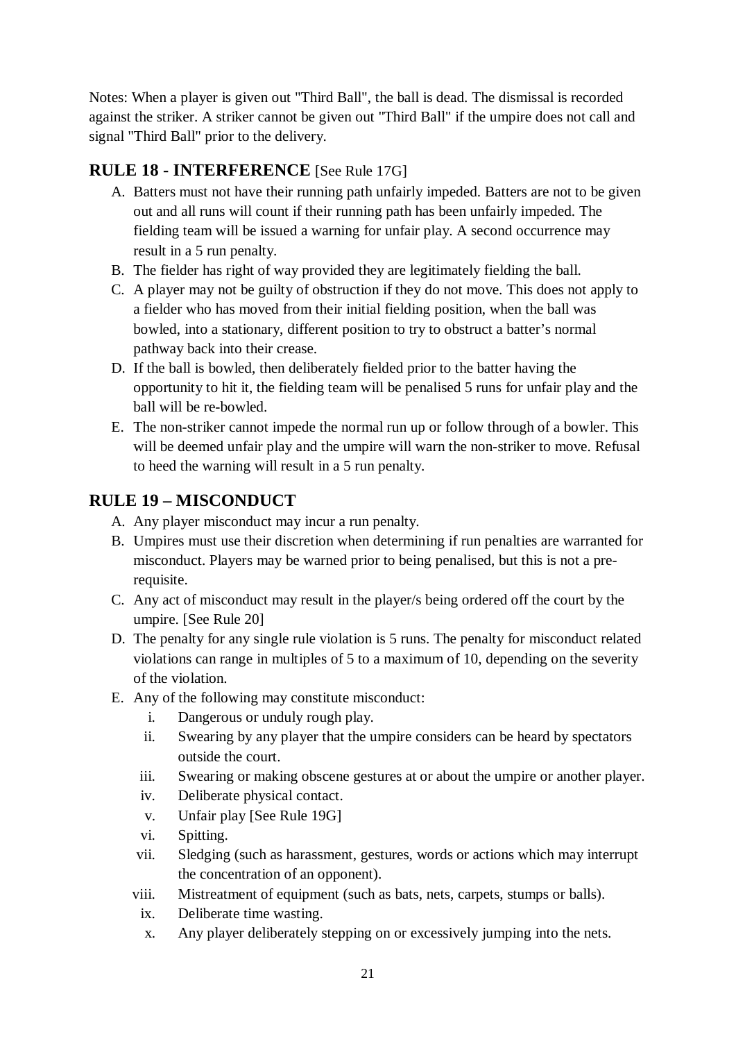Notes: When a player is given out "Third Ball", the ball is dead. The dismissal is recorded against the striker. A striker cannot be given out "Third Ball" if the umpire does not call and signal "Third Ball" prior to the delivery.

## RULE 18 - INTERFERENCE [See Rule 17G]

A. Batters must not have their running path unfairly impeded. Batters are not to be given out and all runs will count if their running path has been unfairly impeded. The fielding team will be issued a warning for unfair play. A second occurrence may result in a 5 run penalty.
B. The fielder has right of way provided they are legitimately fielding the ball.
C. A player may not be guilty of obstruction if they do not move. This does not apply to a fielder who has moved from their initial fielding position, when the ball was bowled, into a stationary, different position to try to obstruct a batter's normal pathway back into their crease.
D. If the ball is bowled, then deliberately fielded prior to the batter having the opportunity to hit it, the fielding team will be penalised 5 runs for unfair play and the ball will be re-bowled.
E. The non-striker cannot impede the normal run up or follow through of a bowler. This will be deemed unfair play and the umpire will warn the non-striker to move. Refusal to heed the warning will result in a 5 run penalty.

## RULE 19 – MISCONDUCT

A. Any player misconduct may incur a run penalty.
B. Umpires must use their discretion when determining if run penalties are warranted for misconduct. Players may be warned prior to being penalised, but this is not a pre-requisite.
C. Any act of misconduct may result in the player/s being ordered off the court by the umpire. [See Rule 20]
D. The penalty for any single rule violation is 5 runs. The penalty for misconduct related violations can range in multiples of 5 to a maximum of 10, depending on the severity of the violation.
E. Any of the following may constitute misconduct:
   i. Dangerous or unduly rough play.
   ii. Swearing by any player that the umpire considers can be heard by spectators outside the court.
   iii. Swearing or making obscene gestures at or about the umpire or another player.
   iv. Deliberate physical contact.
   v. Unfair play [See Rule 19G]
   vi. Spitting.
   vii. Sledging (such as harassment, gestures, words or actions which may interrupt the concentration of an opponent).
   viii. Mistreatment of equipment (such as bats, nets, carpets, stumps or balls).
   ix. Deliberate time wasting.
   x. Any player deliberately stepping on or excessively jumping into the nets.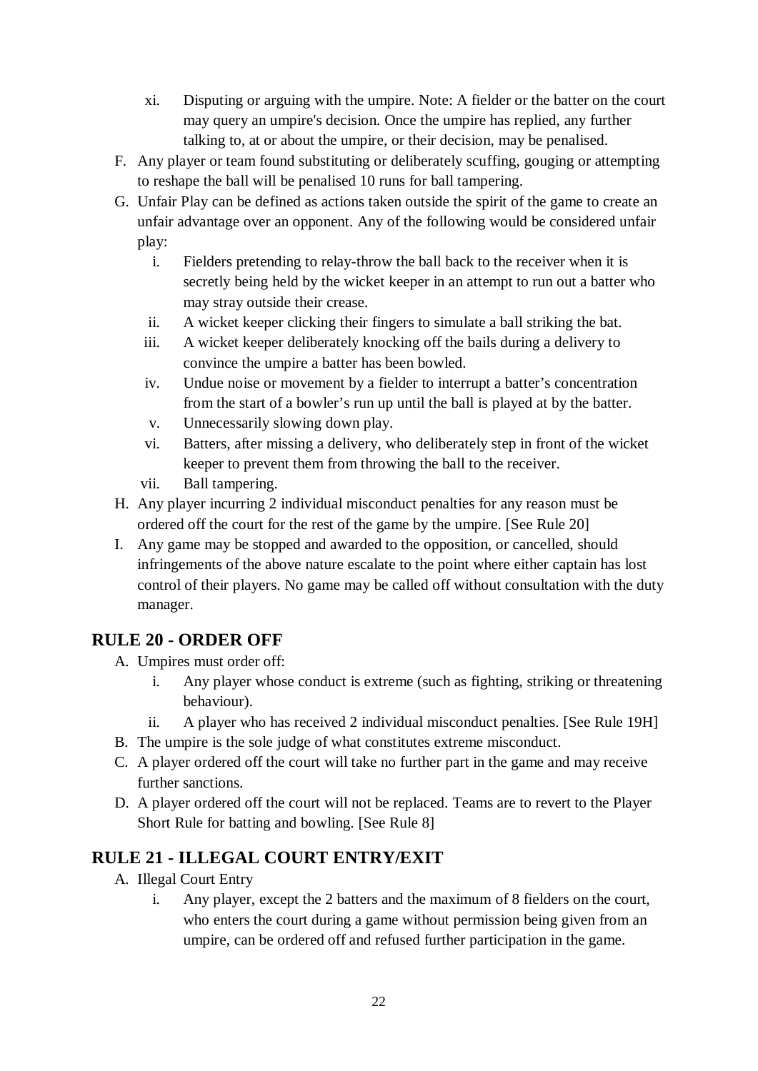xi. Disputing or arguing with the umpire. Note: A fielder or the batter on the court may query an umpire's decision. Once the umpire has replied, any further talking to, at or about the umpire, or their decision, may be penalised.

F. Any player or team found substituting or deliberately scuffing, gouging or attempting to reshape the ball will be penalised 10 runs for ball tampering.

G. Unfair Play can be defined as actions taken outside the spirit of the game to create an unfair advantage over an opponent. Any of the following would be considered unfair play:
   i. Fielders pretending to relay-throw the ball back to the receiver when it is secretly being held by the wicket keeper in an attempt to run out a batter who may stray outside their crease.
   ii. A wicket keeper clicking their fingers to simulate a ball striking the bat.
   iii. A wicket keeper deliberately knocking off the bails during a delivery to convince the umpire a batter has been bowled.
   iv. Undue noise or movement by a fielder to interrupt a batter's concentration from the start of a bowler's run up until the ball is played at by the batter.
   v. Unnecessarily slowing down play.
   vi. Batters, after missing a delivery, who deliberately step in front of the wicket keeper to prevent them from throwing the ball to the receiver.
   vii. Ball tampering.

H. Any player incurring 2 individual misconduct penalties for any reason must be ordered off the court for the rest of the game by the umpire. [See Rule 20]

I. Any game may be stopped and awarded to the opposition, or cancelled, should infringements of the above nature escalate to the point where either captain has lost control of their players. No game may be called off without consultation with the duty manager.

## RULE 20 - ORDER OFF

A. Umpires must order off:
   i. Any player whose conduct is extreme (such as fighting, striking or threatening behaviour).
   ii. A player who has received 2 individual misconduct penalties. [See Rule 19H]

B. The umpire is the sole judge of what constitutes extreme misconduct.

C. A player ordered off the court will take no further part in the game and may receive further sanctions.

D. A player ordered off the court will not be replaced. Teams are to revert to the Player Short Rule for batting and bowling. [See Rule 8]

## RULE 21 - ILLEGAL COURT ENTRY/EXIT

A. Illegal Court Entry
   i. Any player, except the 2 batters and the maximum of 8 fielders on the court, who enters the court during a game without permission being given from an umpire, can be ordered off and refused further participation in the game.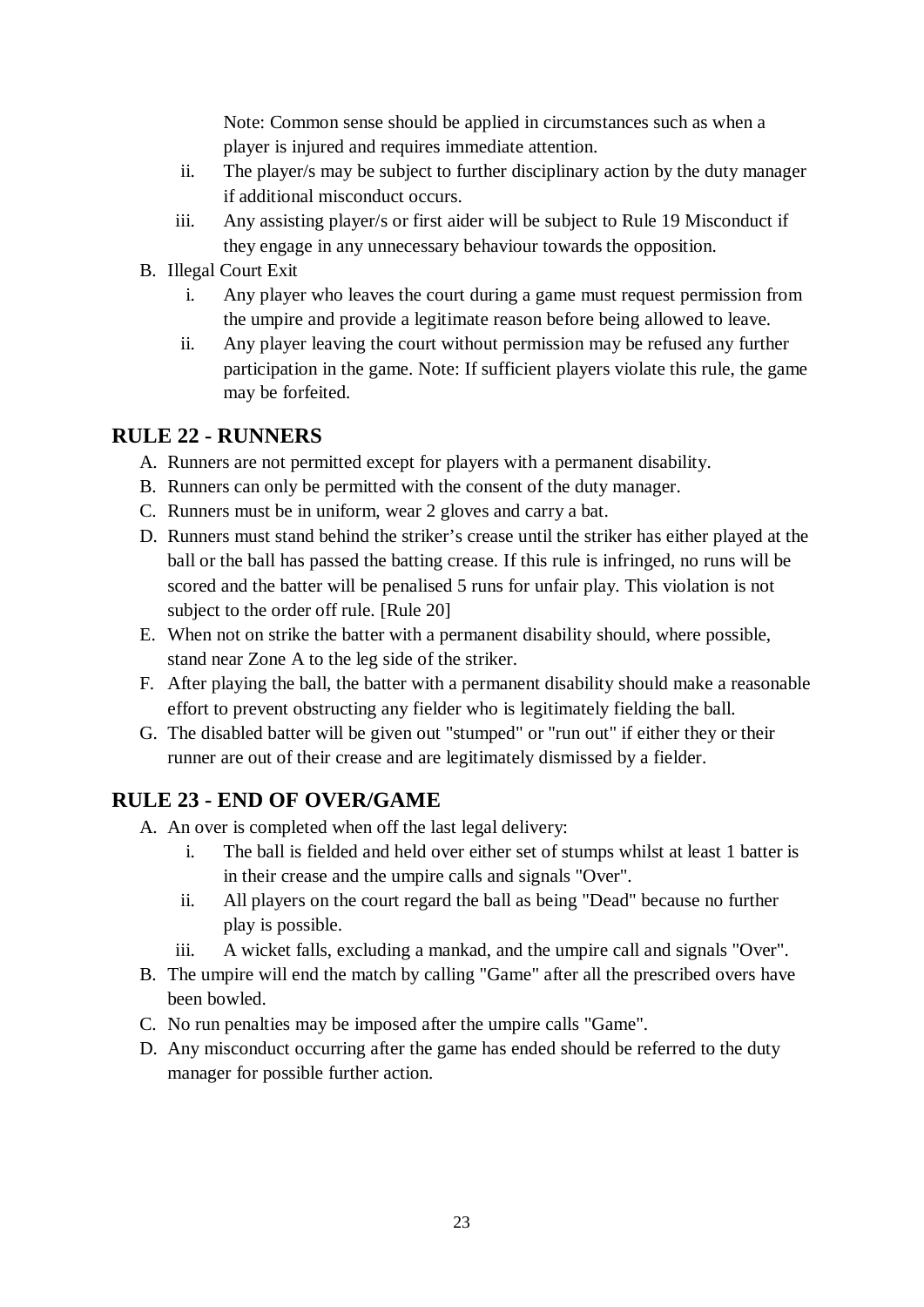Note: Common sense should be applied in circumstances such as when a player is injured and requires immediate attention.

   ii. The player/s may be subject to further disciplinary action by the duty manager if additional misconduct occurs.
   iii. Any assisting player/s or first aider will be subject to Rule 19 Misconduct if they engage in any unnecessary behaviour towards the opposition.

B. Illegal Court Exit
   i. Any player who leaves the court during a game must request permission from the umpire and provide a legitimate reason before being allowed to leave.
   ii. Any player leaving the court without permission may be refused any further participation in the game. Note: If sufficient players violate this rule, the game may be forfeited.

## RULE 22 - RUNNERS

A. Runners are not permitted except for players with a permanent disability.
B. Runners can only be permitted with the consent of the duty manager.
C. Runners must be in uniform, wear 2 gloves and carry a bat.
D. Runners must stand behind the striker's crease until the striker has either played at the ball or the ball has passed the batting crease. If this rule is infringed, no runs will be scored and the batter will be penalised 5 runs for unfair play. This violation is not subject to the order off rule. [Rule 20]
E. When not on strike the batter with a permanent disability should, where possible, stand near Zone A to the leg side of the striker.
F. After playing the ball, the batter with a permanent disability should make a reasonable effort to prevent obstructing any fielder who is legitimately fielding the ball.
G. The disabled batter will be given out "stumped" or "run out" if either they or their runner are out of their crease and are legitimately dismissed by a fielder.

## RULE 23 - END OF OVER/GAME

A. An over is completed when off the last legal delivery:
   i. The ball is fielded and held over either set of stumps whilst at least 1 batter is in their crease and the umpire calls and signals "Over".
   ii. All players on the court regard the ball as being "Dead" because no further play is possible.
   iii. A wicket falls, excluding a mankad, and the umpire call and signals "Over".
B. The umpire will end the match by calling "Game" after all the prescribed overs have been bowled.
C. No run penalties may be imposed after the umpire calls "Game".
D. Any misconduct occurring after the game has ended should be referred to the duty manager for possible further action.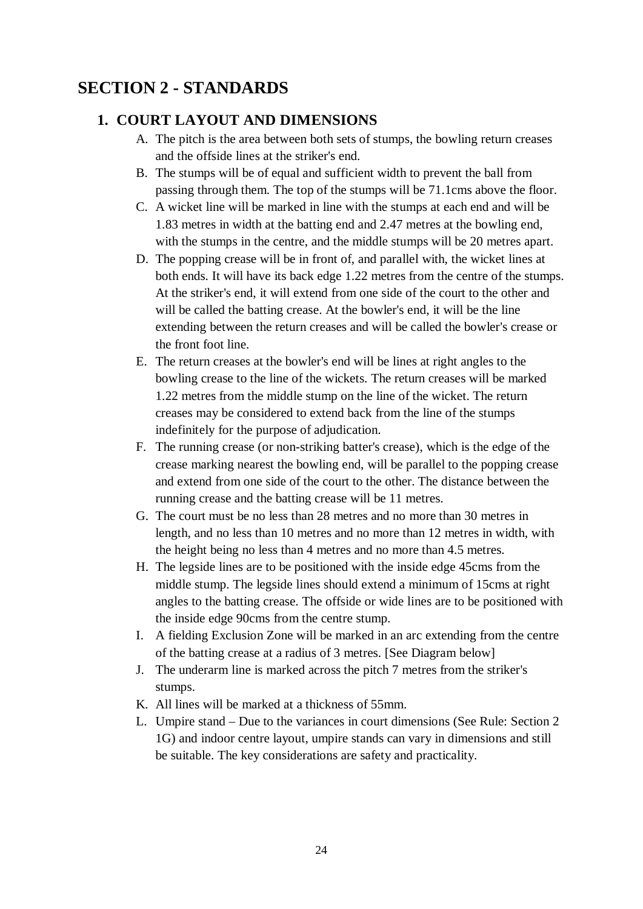# SECTION 2 - STANDARDS

## 1. COURT LAYOUT AND DIMENSIONS

A. The pitch is the area between both sets of stumps, the bowling return creases and the offside lines at the striker's end.

B. The stumps will be of equal and sufficient width to prevent the ball from passing through them. The top of the stumps will be 71.1cms above the floor.

C. A wicket line will be marked in line with the stumps at each end and will be 1.83 metres in width at the batting end and 2.47 metres at the bowling end, with the stumps in the centre, and the middle stumps will be 20 metres apart.

D. The popping crease will be in front of, and parallel with, the wicket lines at both ends. It will have its back edge 1.22 metres from the centre of the stumps. At the striker's end, it will extend from one side of the court to the other and will be called the batting crease. At the bowler's end, it will be the line extending between the return creases and will be called the bowler's crease or the front foot line.

E. The return creases at the bowler's end will be lines at right angles to the bowling crease to the line of the wickets. The return creases will be marked 1.22 metres from the middle stump on the line of the wicket. The return creases may be considered to extend back from the line of the stumps indefinitely for the purpose of adjudication.

F. The running crease (or non-striking batter's crease), which is the edge of the crease marking nearest the bowling end, will be parallel to the popping crease and extend from one side of the court to the other. The distance between the running crease and the batting crease will be 11 metres.

G. The court must be no less than 28 metres and no more than 30 metres in length, and no less than 10 metres and no more than 12 metres in width, with the height being no less than 4 metres and no more than 4.5 metres.

H. The legside lines are to be positioned with the inside edge 45cms from the middle stump. The legside lines should extend a minimum of 15cms at right angles to the batting crease. The offside or wide lines are to be positioned with the inside edge 90cms from the centre stump.

I. A fielding Exclusion Zone will be marked in an arc extending from the centre of the batting crease at a radius of 3 metres. [See Diagram below]

J. The underarm line is marked across the pitch 7 metres from the striker's stumps.

K. All lines will be marked at a thickness of 55mm.

L. Umpire stand – Due to the variances in court dimensions (See Rule: Section 2 1G) and indoor centre layout, umpire stands can vary in dimensions and still be suitable. The key considerations are safety and practicality.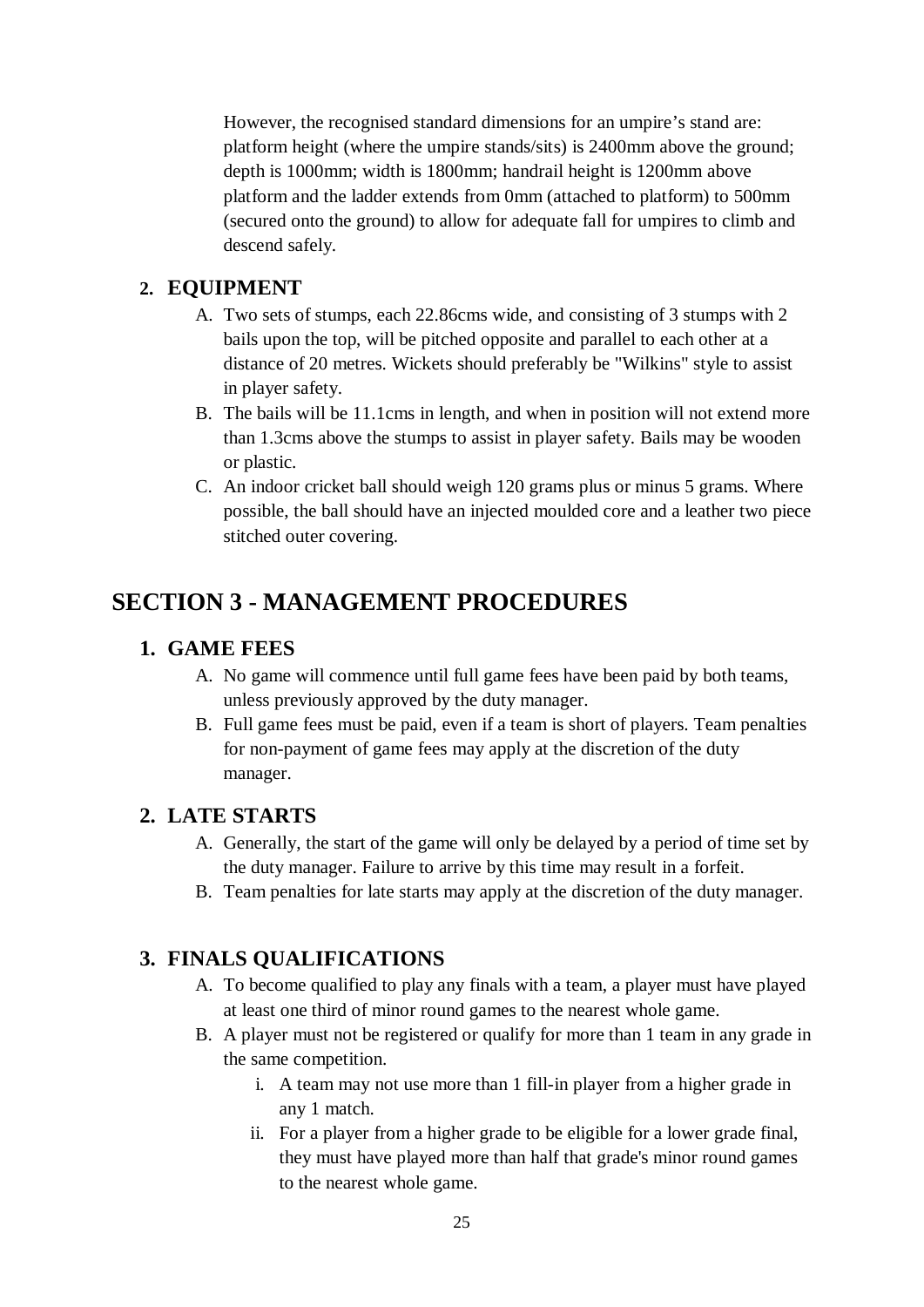However, the recognised standard dimensions for an umpire's stand are: platform height (where the umpire stands/sits) is 2400mm above the ground; depth is 1000mm; width is 1800mm; handrail height is 1200mm above platform and the ladder extends from 0mm (attached to platform) to 500mm (secured onto the ground) to allow for adequate fall for umpires to climb and descend safely.

### 2. EQUIPMENT

A. Two sets of stumps, each 22.86cms wide, and consisting of 3 stumps with 2 bails upon the top, will be pitched opposite and parallel to each other at a distance of 20 metres. Wickets should preferably be "Wilkins" style to assist in player safety.

B. The bails will be 11.1cms in length, and when in position will not extend more than 1.3cms above the stumps to assist in player safety. Bails may be wooden or plastic.

C. An indoor cricket ball should weigh 120 grams plus or minus 5 grams. Where possible, the ball should have an injected moulded core and a leather two piece stitched outer covering.

## SECTION 3 - MANAGEMENT PROCEDURES

### 1. GAME FEES

A. No game will commence until full game fees have been paid by both teams, unless previously approved by the duty manager.

B. Full game fees must be paid, even if a team is short of players. Team penalties for non-payment of game fees may apply at the discretion of the duty manager.

### 2. LATE STARTS

A. Generally, the start of the game will only be delayed by a period of time set by the duty manager. Failure to arrive by this time may result in a forfeit.

B. Team penalties for late starts may apply at the discretion of the duty manager.

### 3. FINALS QUALIFICATIONS

A. To become qualified to play any finals with a team, a player must have played at least one third of minor round games to the nearest whole game.

B. A player must not be registered or qualify for more than 1 team in any grade in the same competition.

   i. A team may not use more than 1 fill-in player from a higher grade in any 1 match.

   ii. For a player from a higher grade to be eligible for a lower grade final, they must have played more than half that grade's minor round games to the nearest whole game.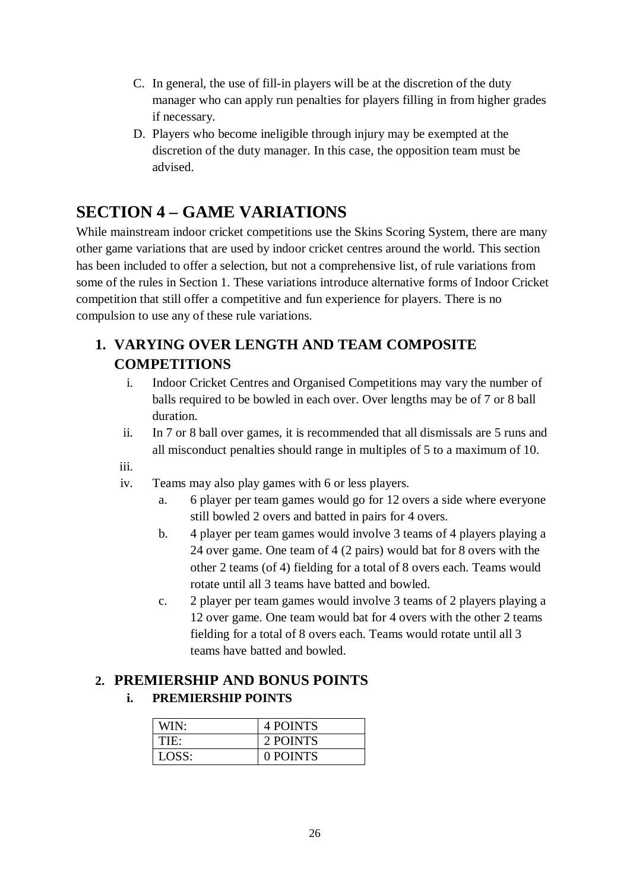C. In general, the use of fill-in players will be at the discretion of the duty manager who can apply run penalties for players filling in from higher grades if necessary.

D. Players who become ineligible through injury may be exempted at the discretion of the duty manager. In this case, the opposition team must be advised.

# SECTION 4 – GAME VARIATIONS

While mainstream indoor cricket competitions use the Skins Scoring System, there are many other game variations that are used by indoor cricket centres around the world. This section has been included to offer a selection, but not a comprehensive list, of rule variations from some of the rules in Section 1. These variations introduce alternative forms of Indoor Cricket competition that still offer a competitive and fun experience for players. There is no compulsion to use any of these rule variations.

## 1. VARYING OVER LENGTH AND TEAM COMPOSITE COMPETITIONS

i. Indoor Cricket Centres and Organised Competitions may vary the number of balls required to be bowled in each over. Over lengths may be of 7 or 8 ball duration.

ii. In 7 or 8 ball over games, it is recommended that all dismissals are 5 runs and all misconduct penalties should range in multiples of 5 to a maximum of 10.

iii.

iv. Teams may also play games with 6 or less players.

   a. 6 player per team games would go for 12 overs a side where everyone still bowled 2 overs and batted in pairs for 4 overs.

   b. 4 player per team games would involve 3 teams of 4 players playing a 24 over game. One team of 4 (2 pairs) would bat for 8 overs with the other 2 teams (of 4) fielding for a total of 8 overs each. Teams would rotate until all 3 teams have batted and bowled.

   c. 2 player per team games would involve 3 teams of 2 players playing a 12 over game. One team would bat for 4 overs with the other 2 teams fielding for a total of 8 overs each. Teams would rotate until all 3 teams have batted and bowled.

## 2. PREMIERSHIP AND BONUS POINTS

### i. PREMIERSHIP POINTS

| WIN: | 4 POINTS |
|---|---|
| TIE: | 2 POINTS |
| LOSS: | 0 POINTS |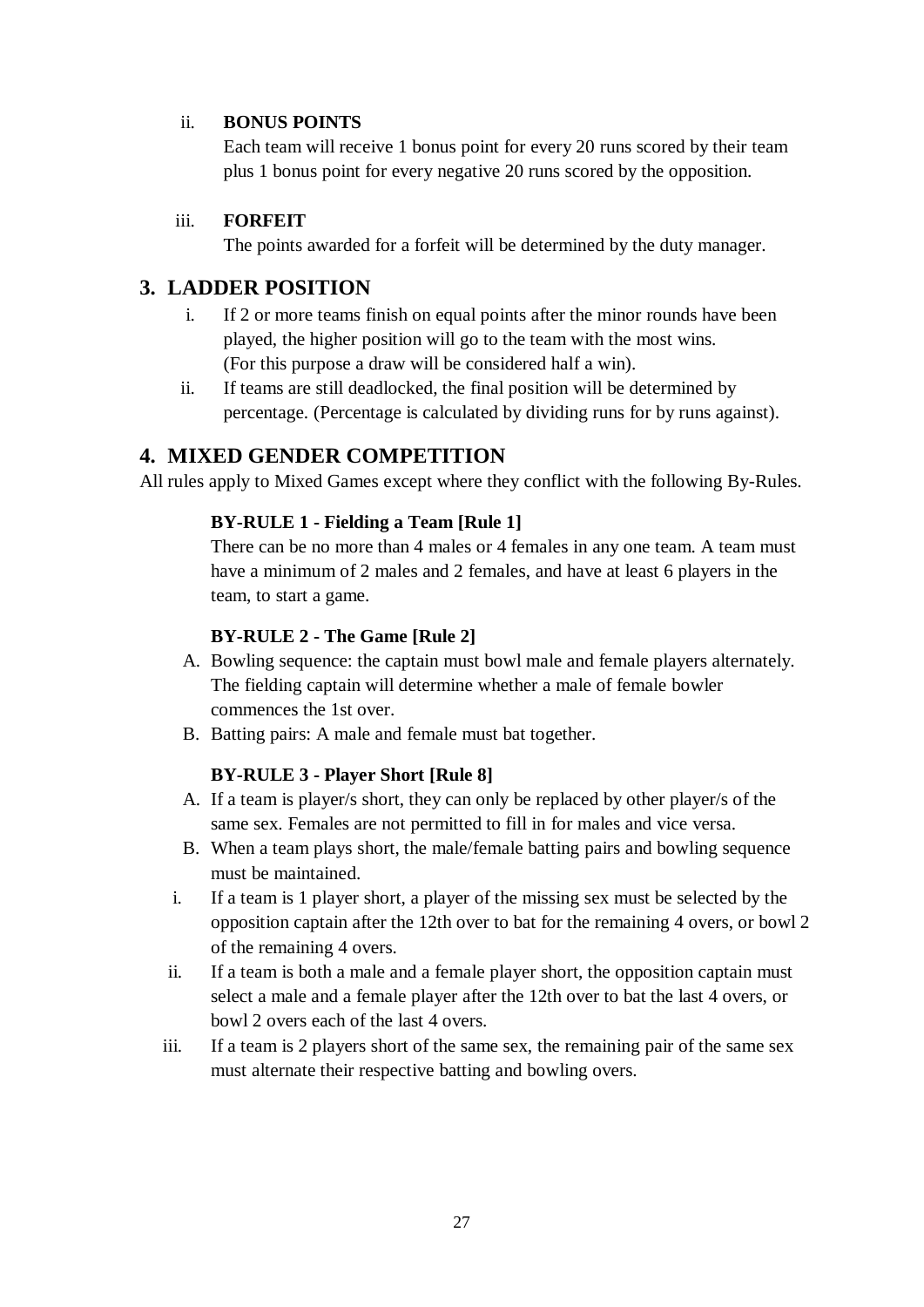ii. **BONUS POINTS**

   Each team will receive 1 bonus point for every 20 runs scored by their team plus 1 bonus point for every negative 20 runs scored by the opposition.

iii. **FORFEIT**

   The points awarded for a forfeit will be determined by the duty manager.

## 3. LADDER POSITION

i. If 2 or more teams finish on equal points after the minor rounds have been played, the higher position will go to the team with the most wins. (For this purpose a draw will be considered half a win).

ii. If teams are still deadlocked, the final position will be determined by percentage. (Percentage is calculated by dividing runs for by runs against).

## 4. MIXED GENDER COMPETITION

All rules apply to Mixed Games except where they conflict with the following By-Rules.

**BY-RULE 1 - Fielding a Team [Rule 1]**

There can be no more than 4 males or 4 females in any one team. A team must have a minimum of 2 males and 2 females, and have at least 6 players in the team, to start a game.

**BY-RULE 2 - The Game [Rule 2]**

A. Bowling sequence: the captain must bowl male and female players alternately. The fielding captain will determine whether a male of female bowler commences the 1st over.

B. Batting pairs: A male and female must bat together.

**BY-RULE 3 - Player Short [Rule 8]**

A. If a team is player/s short, they can only be replaced by other player/s of the same sex. Females are not permitted to fill in for males and vice versa.

B. When a team plays short, the male/female batting pairs and bowling sequence must be maintained.

i. If a team is 1 player short, a player of the missing sex must be selected by the opposition captain after the 12th over to bat for the remaining 4 overs, or bowl 2 of the remaining 4 overs.

ii. If a team is both a male and a female player short, the opposition captain must select a male and a female player after the 12th over to bat the last 4 overs, or bowl 2 overs each of the last 4 overs.

iii. If a team is 2 players short of the same sex, the remaining pair of the same sex must alternate their respective batting and bowling overs.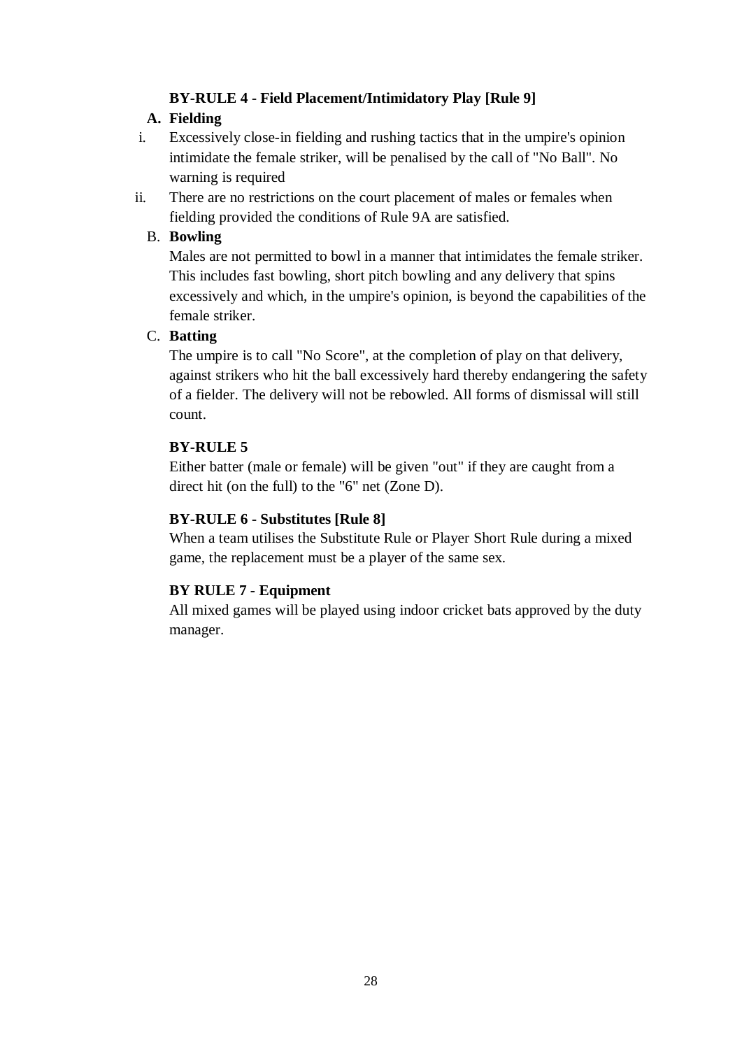**BY-RULE 4 - Field Placement/Intimidatory Play [Rule 9]**

**A. Fielding**

i. Excessively close-in fielding and rushing tactics that in the umpire's opinion intimidate the female striker, will be penalised by the call of "No Ball". No warning is required

ii. There are no restrictions on the court placement of males or females when fielding provided the conditions of Rule 9A are satisfied.

B. **Bowling**

Males are not permitted to bowl in a manner that intimidates the female striker. This includes fast bowling, short pitch bowling and any delivery that spins excessively and which, in the umpire's opinion, is beyond the capabilities of the female striker.

C. **Batting**

The umpire is to call "No Score", at the completion of play on that delivery, against strikers who hit the ball excessively hard thereby endangering the safety of a fielder. The delivery will not be rebowled. All forms of dismissal will still count.

**BY-RULE 5**

Either batter (male or female) will be given "out" if they are caught from a direct hit (on the full) to the "6" net (Zone D).

**BY-RULE 6 - Substitutes [Rule 8]**

When a team utilises the Substitute Rule or Player Short Rule during a mixed game, the replacement must be a player of the same sex.

**BY RULE 7 - Equipment**

All mixed games will be played using indoor cricket bats approved by the duty manager.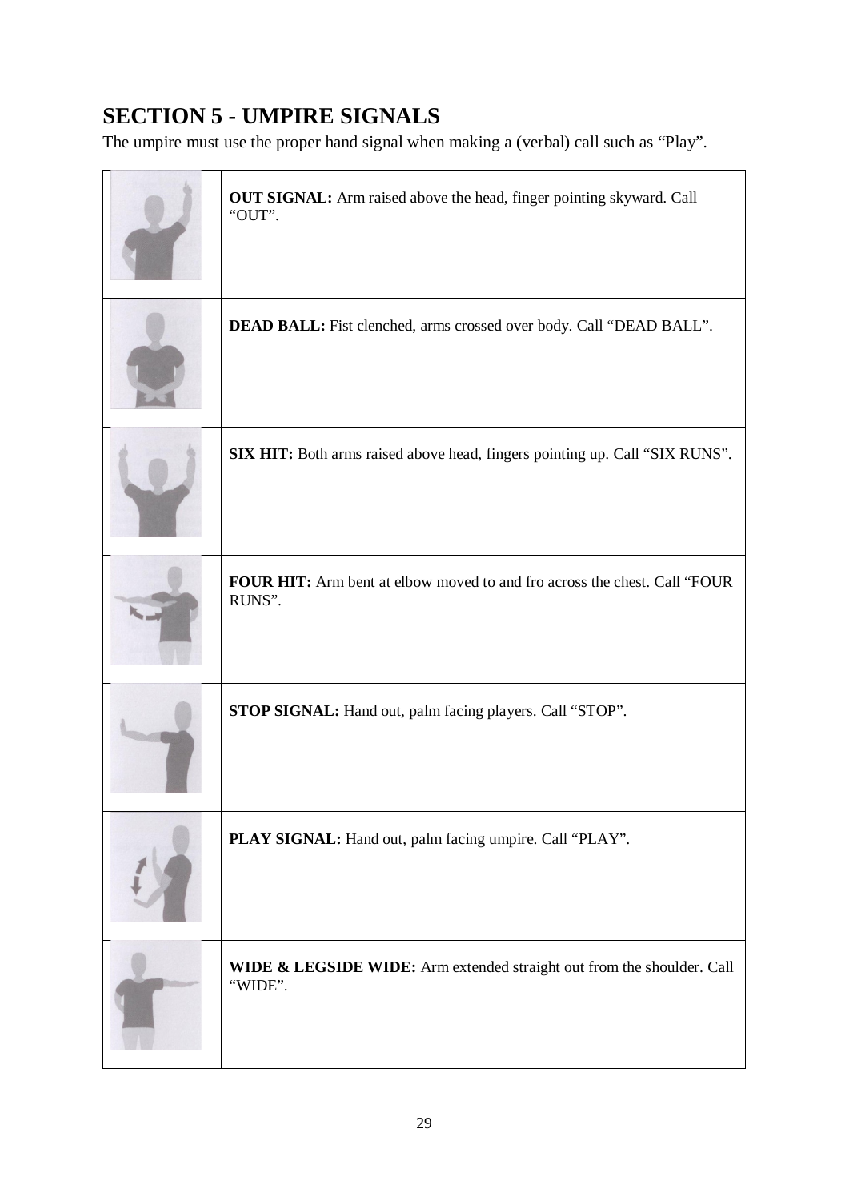## SECTION 5 - UMPIRE SIGNALS

The umpire must use the proper hand signal when making a (verbal) call such as "Play".

| | |
|---|---|
| | **OUT SIGNAL:** Arm raised above the head, finger pointing skyward. Call "OUT". |
| | **DEAD BALL:** Fist clenched, arms crossed over body. Call "DEAD BALL". |
| | **SIX HIT:** Both arms raised above head, fingers pointing up. Call "SIX RUNS". |
| | **FOUR HIT:** Arm bent at elbow moved to and fro across the chest. Call "FOUR RUNS". |
| | **STOP SIGNAL:** Hand out, palm facing players. Call "STOP". |
| | **PLAY SIGNAL:** Hand out, palm facing umpire. Call "PLAY". |
| | **WIDE & LEGSIDE WIDE:** Arm extended straight out from the shoulder. Call "WIDE". |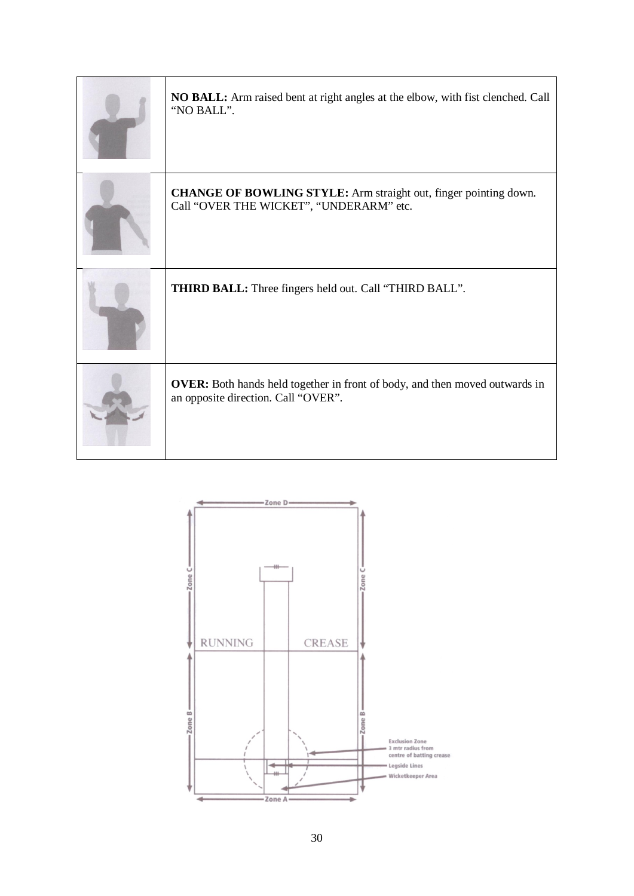| | |
|---|---|
| | **NO BALL:** Arm raised bent at right angles at the elbow, with fist clenched. Call "NO BALL". |
| | **CHANGE OF BOWLING STYLE:** Arm straight out, finger pointing down. Call "OVER THE WICKET", "UNDERARM" etc. |
| | **THIRD BALL:** Three fingers held out. Call "THIRD BALL". |
| | **OVER:** Both hands held together in front of body, and then moved outwards in an opposite direction. Call "OVER". |

Zone D

Zone C

Zone C

RUNNING

CREASE

Zone B

Zone B

Exclusion Zone
3 mtr radius from
centre of batting crease

Legside Lines

Wicketkeeper Area

Zone A